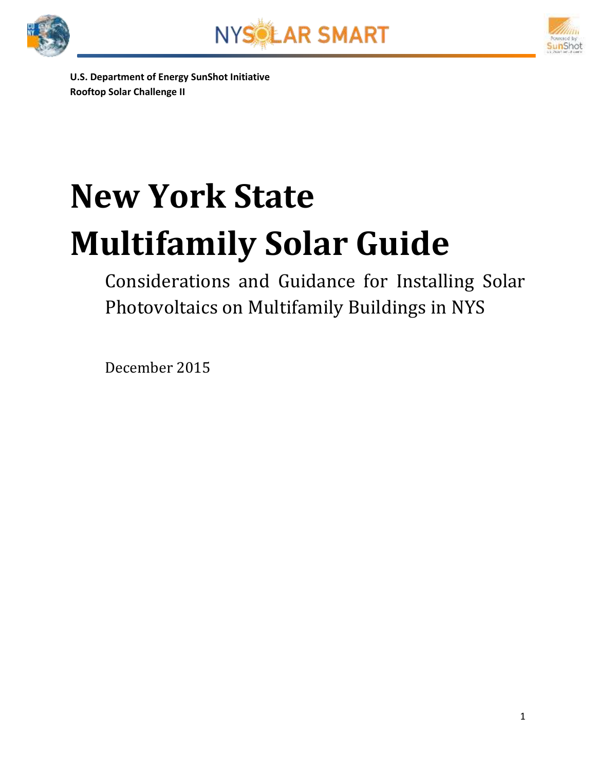NYSOLAR SMART

**U.S. Department of Energy SunShot Initiative**
**Rooftop Solar Challenge II**

# New York State Multifamily Solar Guide

Considerations and Guidance for Installing Solar Photovoltaics on Multifamily Buildings in NYS

December 2015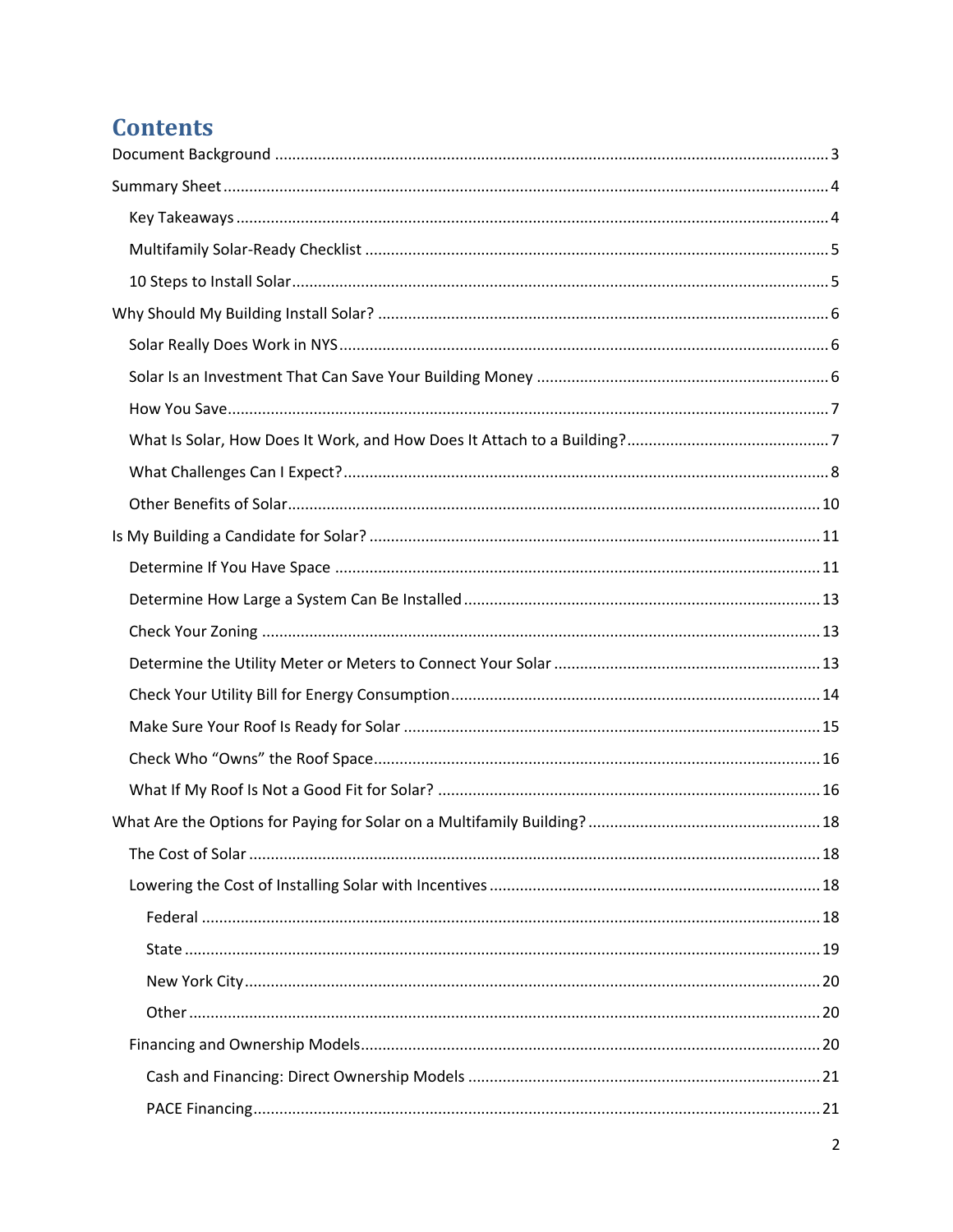# Contents

- Document Background ... 3
- Summary Sheet ... 4
  - Key Takeaways ... 4
  - Multifamily Solar-Ready Checklist ... 5
  - 10 Steps to Install Solar ... 5
- Why Should My Building Install Solar? ... 6
  - Solar Really Does Work in NYS ... 6
  - Solar Is an Investment That Can Save Your Building Money ... 6
  - How You Save ... 7
  - What Is Solar, How Does It Work, and How Does It Attach to a Building? ... 7
  - What Challenges Can I Expect? ... 8
  - Other Benefits of Solar ... 10
- Is My Building a Candidate for Solar? ... 11
  - Determine If You Have Space ... 11
  - Determine How Large a System Can Be Installed ... 13
  - Check Your Zoning ... 13
  - Determine the Utility Meter or Meters to Connect Your Solar ... 13
  - Check Your Utility Bill for Energy Consumption ... 14
  - Make Sure Your Roof Is Ready for Solar ... 15
  - Check Who "Owns" the Roof Space ... 16
  - What If My Roof Is Not a Good Fit for Solar? ... 16
- What Are the Options for Paying for Solar on a Multifamily Building? ... 18
  - The Cost of Solar ... 18
  - Lowering the Cost of Installing Solar with Incentives ... 18
    - Federal ... 18
    - State ... 19
    - New York City ... 20
    - Other ... 20
  - Financing and Ownership Models ... 20
    - Cash and Financing: Direct Ownership Models ... 21
    - PACE Financing ... 21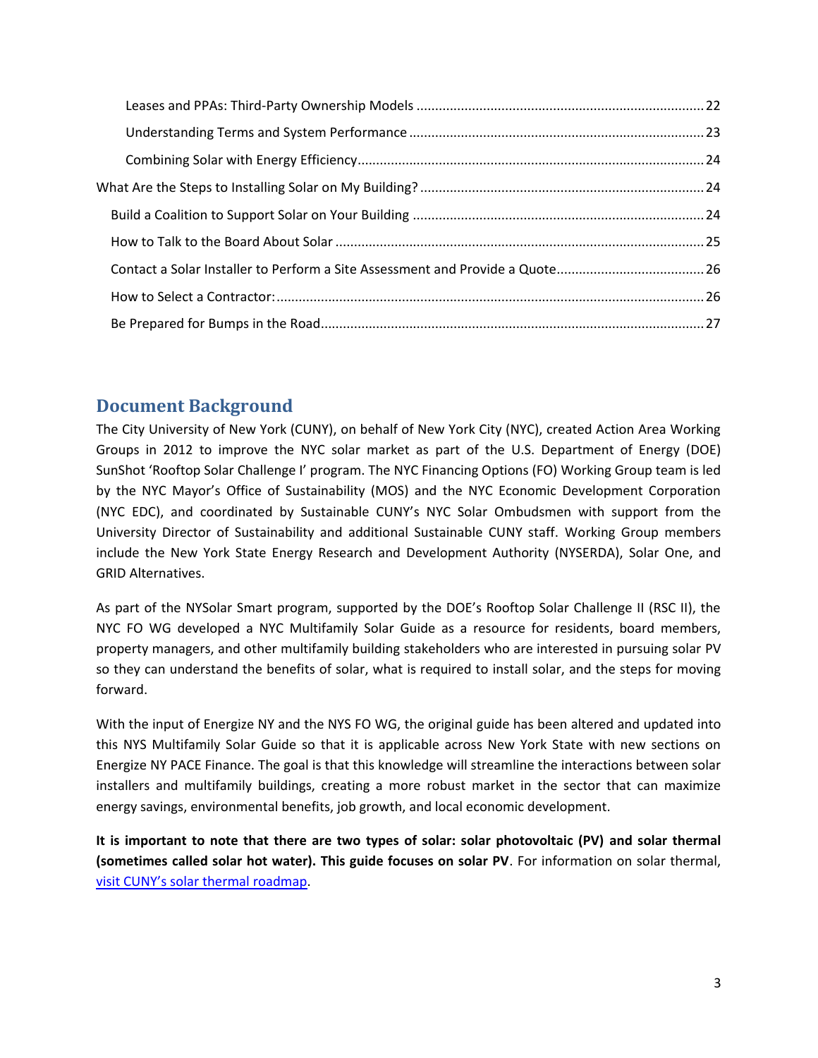Leases and PPAs: Third-Party Ownership Models ............................................................................ 22

Understanding Terms and System Performance .............................................................................. 23

Combining Solar with Energy Efficiency........................................................................................... 24

What Are the Steps to Installing Solar on My Building? ........................................................................... 24

Build a Coalition to Support Solar on Your Building ............................................................................. 24

How to Talk to the Board About Solar .................................................................................................. 25

Contact a Solar Installer to Perform a Site Assessment and Provide a Quote....................................... 26

How to Select a Contractor:.................................................................................................................. 26

Be Prepared for Bumps in the Road...................................................................................................... 27

## Document Background

The City University of New York (CUNY), on behalf of New York City (NYC), created Action Area Working Groups in 2012 to improve the NYC solar market as part of the U.S. Department of Energy (DOE) SunShot 'Rooftop Solar Challenge I' program. The NYC Financing Options (FO) Working Group team is led by the NYC Mayor's Office of Sustainability (MOS) and the NYC Economic Development Corporation (NYC EDC), and coordinated by Sustainable CUNY's NYC Solar Ombudsmen with support from the University Director of Sustainability and additional Sustainable CUNY staff. Working Group members include the New York State Energy Research and Development Authority (NYSERDA), Solar One, and GRID Alternatives.

As part of the NYSolar Smart program, supported by the DOE's Rooftop Solar Challenge II (RSC II), the NYC FO WG developed a NYC Multifamily Solar Guide as a resource for residents, board members, property managers, and other multifamily building stakeholders who are interested in pursuing solar PV so they can understand the benefits of solar, what is required to install solar, and the steps for moving forward.

With the input of Energize NY and the NYS FO WG, the original guide has been altered and updated into this NYS Multifamily Solar Guide so that it is applicable across New York State with new sections on Energize NY PACE Finance. The goal is that this knowledge will streamline the interactions between solar installers and multifamily buildings, creating a more robust market in the sector that can maximize energy savings, environmental benefits, job growth, and local economic development.

**It is important to note that there are two types of solar: solar photovoltaic (PV) and solar thermal (sometimes called solar hot water). This guide focuses on solar PV**. For information on solar thermal, [visit CUNY's solar thermal roadmap](#).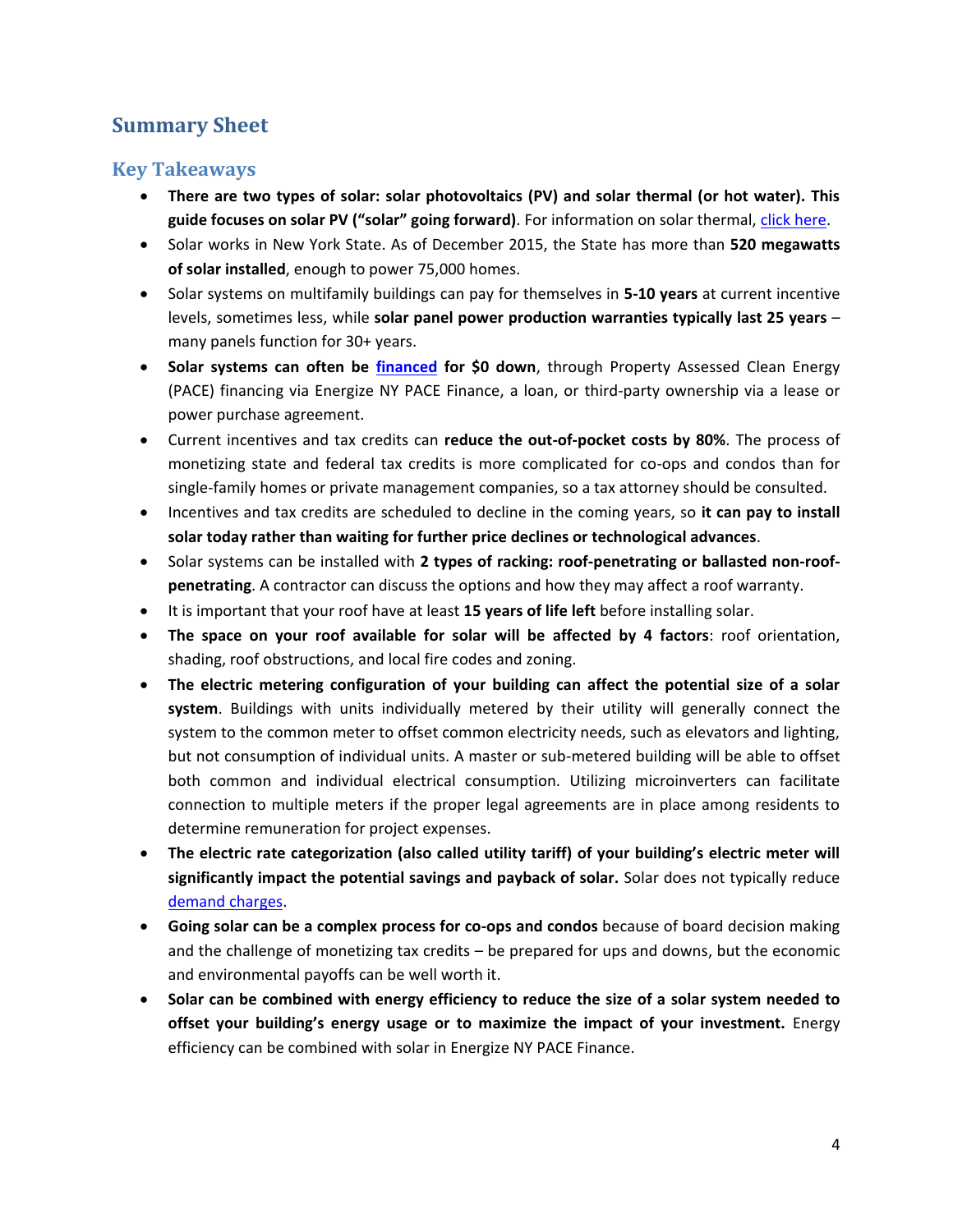## Summary Sheet

### Key Takeaways

- **There are two types of solar: solar photovoltaics (PV) and solar thermal (or hot water). This guide focuses on solar PV ("solar" going forward)**. For information on solar thermal, click here.
- Solar works in New York State. As of December 2015, the State has more than **520 megawatts of solar installed**, enough to power 75,000 homes.
- Solar systems on multifamily buildings can pay for themselves in **5-10 years** at current incentive levels, sometimes less, while **solar panel power production warranties typically last 25 years** – many panels function for 30+ years.
- **Solar systems can often be financed for $0 down**, through Property Assessed Clean Energy (PACE) financing via Energize NY PACE Finance, a loan, or third-party ownership via a lease or power purchase agreement.
- Current incentives and tax credits can **reduce the out-of-pocket costs by 80%**. The process of monetizing state and federal tax credits is more complicated for co-ops and condos than for single-family homes or private management companies, so a tax attorney should be consulted.
- Incentives and tax credits are scheduled to decline in the coming years, so **it can pay to install solar today rather than waiting for further price declines or technological advances**.
- Solar systems can be installed with **2 types of racking: roof-penetrating or ballasted non-roof-penetrating**. A contractor can discuss the options and how they may affect a roof warranty.
- It is important that your roof have at least **15 years of life left** before installing solar.
- **The space on your roof available for solar will be affected by 4 factors**: roof orientation, shading, roof obstructions, and local fire codes and zoning.
- **The electric metering configuration of your building can affect the potential size of a solar system**. Buildings with units individually metered by their utility will generally connect the system to the common meter to offset common electricity needs, such as elevators and lighting, but not consumption of individual units. A master or sub-metered building will be able to offset both common and individual electrical consumption. Utilizing microinverters can facilitate connection to multiple meters if the proper legal agreements are in place among residents to determine remuneration for project expenses.
- **The electric rate categorization (also called utility tariff) of your building's electric meter will significantly impact the potential savings and payback of solar.** Solar does not typically reduce demand charges.
- **Going solar can be a complex process for co-ops and condos** because of board decision making and the challenge of monetizing tax credits – be prepared for ups and downs, but the economic and environmental payoffs can be well worth it.
- **Solar can be combined with energy efficiency to reduce the size of a solar system needed to offset your building's energy usage or to maximize the impact of your investment.** Energy efficiency can be combined with solar in Energize NY PACE Finance.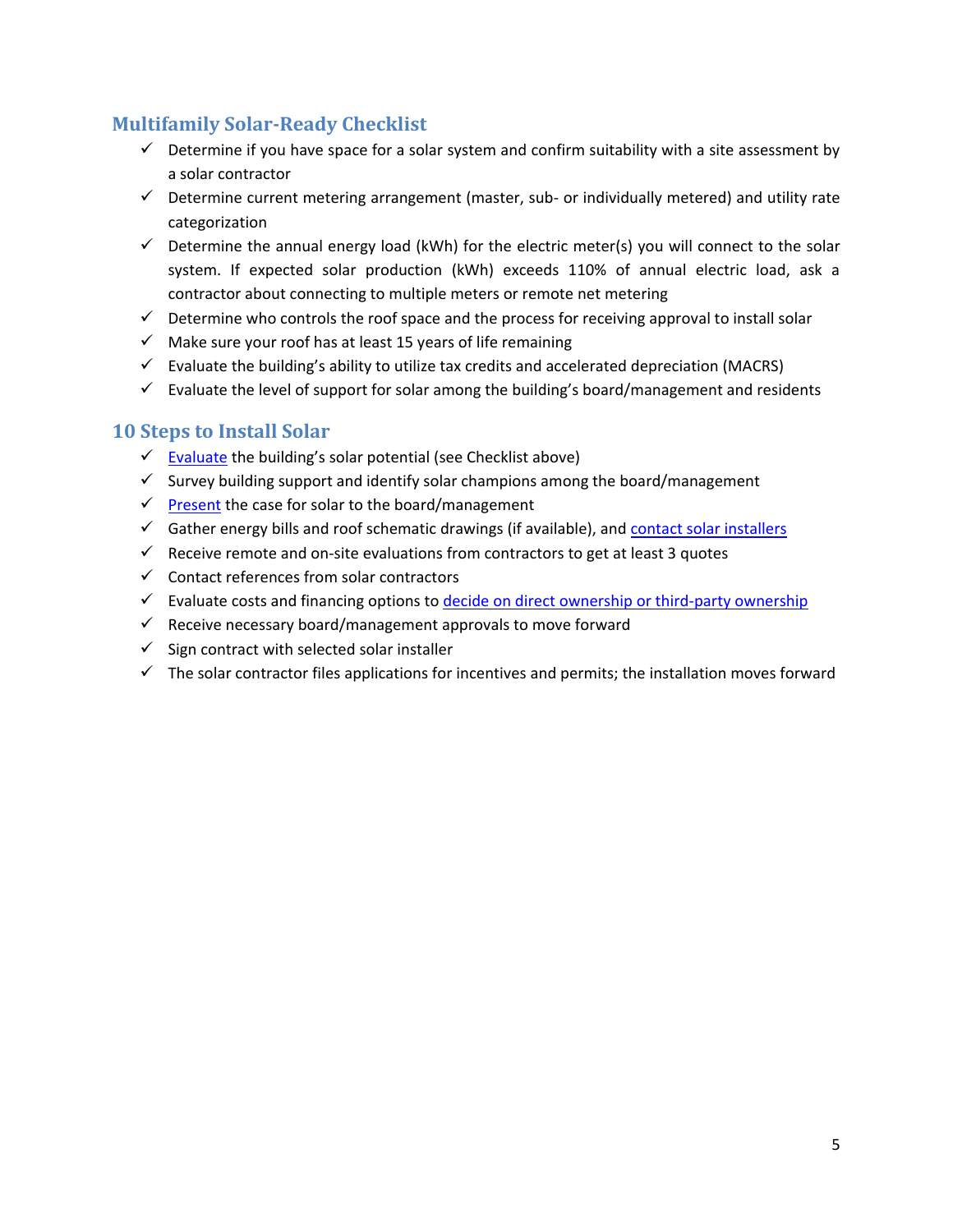## Multifamily Solar-Ready Checklist

- ✓ Determine if you have space for a solar system and confirm suitability with a site assessment by a solar contractor
- ✓ Determine current metering arrangement (master, sub- or individually metered) and utility rate categorization
- ✓ Determine the annual energy load (kWh) for the electric meter(s) you will connect to the solar system. If expected solar production (kWh) exceeds 110% of annual electric load, ask a contractor about connecting to multiple meters or remote net metering
- ✓ Determine who controls the roof space and the process for receiving approval to install solar
- ✓ Make sure your roof has at least 15 years of life remaining
- ✓ Evaluate the building's ability to utilize tax credits and accelerated depreciation (MACRS)
- ✓ Evaluate the level of support for solar among the building's board/management and residents

## 10 Steps to Install Solar

- ✓ Evaluate the building's solar potential (see Checklist above)
- ✓ Survey building support and identify solar champions among the board/management
- ✓ Present the case for solar to the board/management
- ✓ Gather energy bills and roof schematic drawings (if available), and contact solar installers
- ✓ Receive remote and on-site evaluations from contractors to get at least 3 quotes
- ✓ Contact references from solar contractors
- ✓ Evaluate costs and financing options to decide on direct ownership or third-party ownership
- ✓ Receive necessary board/management approvals to move forward
- ✓ Sign contract with selected solar installer
- ✓ The solar contractor files applications for incentives and permits; the installation moves forward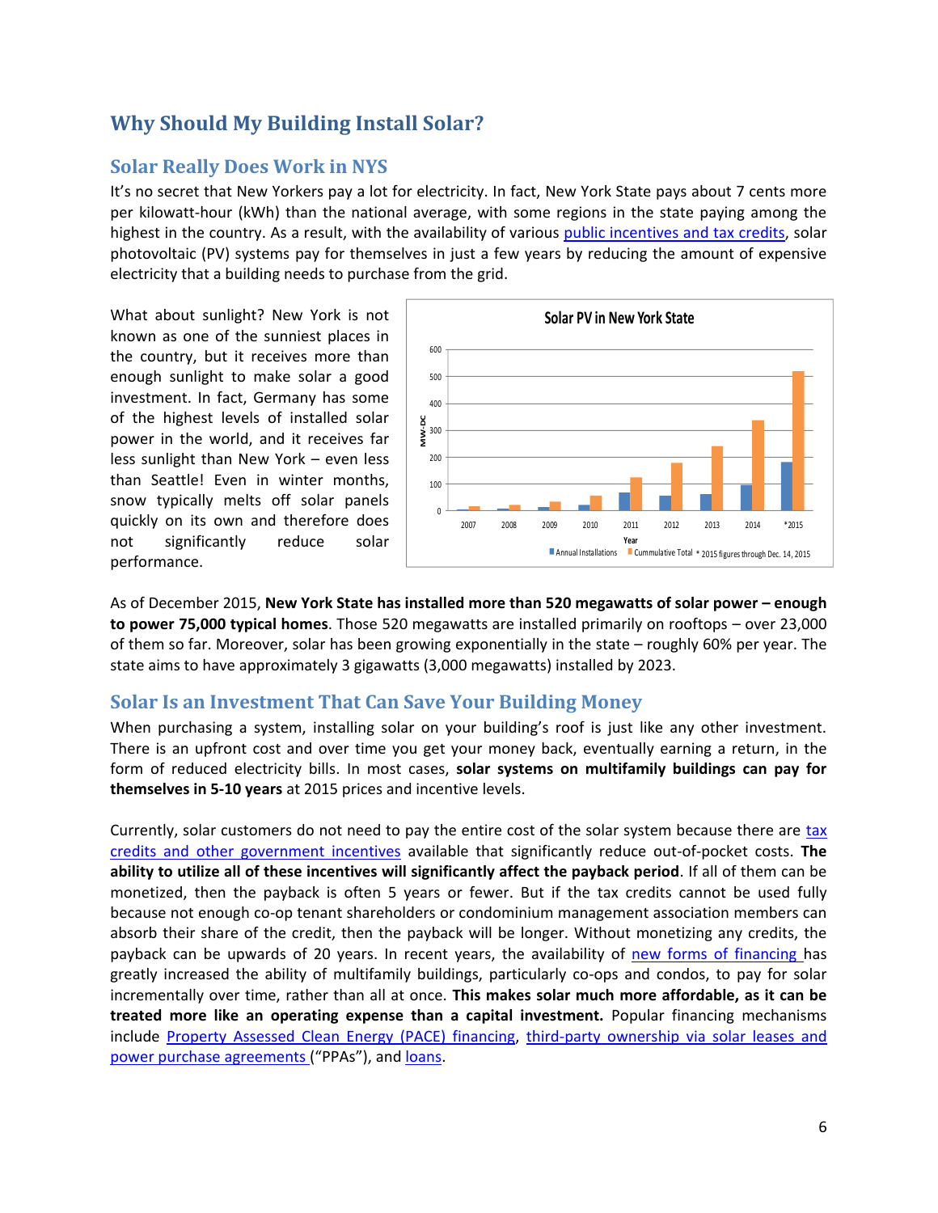## Why Should My Building Install Solar?

### Solar Really Does Work in NYS

It's no secret that New Yorkers pay a lot for electricity. In fact, New York State pays about 7 cents more per kilowatt-hour (kWh) than the national average, with some regions in the state paying among the highest in the country. As a result, with the availability of various public incentives and tax credits, solar photovoltaic (PV) systems pay for themselves in just a few years by reducing the amount of expensive electricity that a building needs to purchase from the grid.

What about sunlight? New York is not known as one of the sunniest places in the country, but it receives more than enough sunlight to make solar a good investment. In fact, Germany has some of the highest levels of installed solar power in the world, and it receives far less sunlight than New York – even less than Seattle! Even in winter months, snow typically melts off solar panels quickly on its own and therefore does not significantly reduce solar performance.

As of December 2015, **New York State has installed more than 520 megawatts of solar power – enough to power 75,000 typical homes**. Those 520 megawatts are installed primarily on rooftops – over 23,000 of them so far. Moreover, solar has been growing exponentially in the state – roughly 60% per year. The state aims to have approximately 3 gigawatts (3,000 megawatts) installed by 2023.

### Solar Is an Investment That Can Save Your Building Money

When purchasing a system, installing solar on your building's roof is just like any other investment. There is an upfront cost and over time you get your money back, eventually earning a return, in the form of reduced electricity bills. In most cases, **solar systems on multifamily buildings can pay for themselves in 5-10 years** at 2015 prices and incentive levels.

Currently, solar customers do not need to pay the entire cost of the solar system because there are tax credits and other government incentives available that significantly reduce out-of-pocket costs. **The ability to utilize all of these incentives will significantly affect the payback period**. If all of them can be monetized, then the payback is often 5 years or fewer. But if the tax credits cannot be used fully because not enough co-op tenant shareholders or condominium management association members can absorb their share of the credit, then the payback will be longer. Without monetizing any credits, the payback can be upwards of 20 years. In recent years, the availability of new forms of financing has greatly increased the ability of multifamily buildings, particularly co-ops and condos, to pay for solar incrementally over time, rather than all at once. **This makes solar much more affordable, as it can be treated more like an operating expense than a capital investment.** Popular financing mechanisms include Property Assessed Clean Energy (PACE) financing, third-party ownership via solar leases and power purchase agreements ("PPAs"), and loans.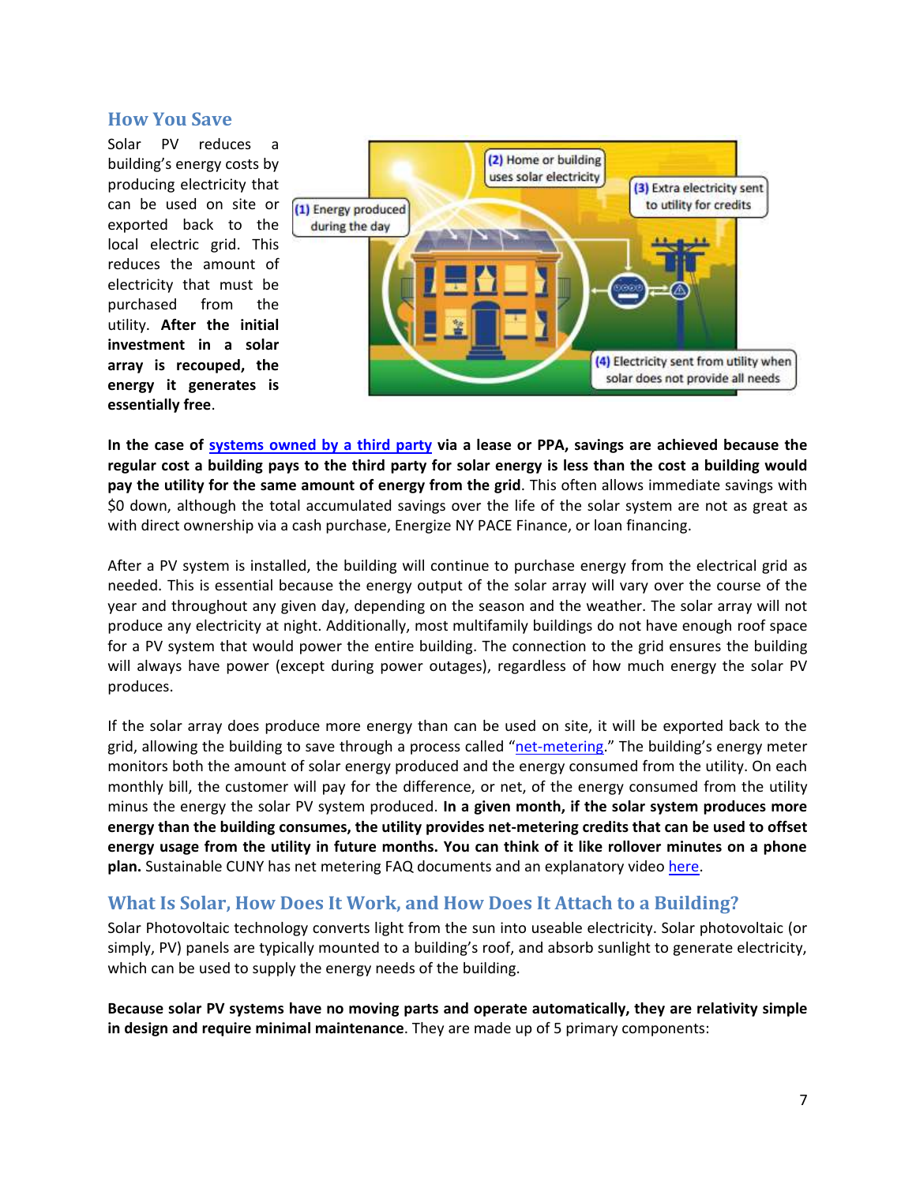## How You Save

Solar PV reduces a building's energy costs by producing electricity that can be used on site or exported back to the local electric grid. This reduces the amount of electricity that must be purchased from the utility. **After the initial investment in a solar array is recouped, the energy it generates is essentially free**.

**In the case of systems owned by a third party via a lease or PPA, savings are achieved because the regular cost a building pays to the third party for solar energy is less than the cost a building would pay the utility for the same amount of energy from the grid**. This often allows immediate savings with $0 down, although the total accumulated savings over the life of the solar system are not as great as with direct ownership via a cash purchase, Energize NY PACE Finance, or loan financing.

After a PV system is installed, the building will continue to purchase energy from the electrical grid as needed. This is essential because the energy output of the solar array will vary over the course of the year and throughout any given day, depending on the season and the weather. The solar array will not produce any electricity at night. Additionally, most multifamily buildings do not have enough roof space for a PV system that would power the entire building. The connection to the grid ensures the building will always have power (except during power outages), regardless of how much energy the solar PV produces.

If the solar array does produce more energy than can be used on site, it will be exported back to the grid, allowing the building to save through a process called "net-metering." The building's energy meter monitors both the amount of solar energy produced and the energy consumed from the utility. On each monthly bill, the customer will pay for the difference, or net, of the energy consumed from the utility minus the energy the solar PV system produced. **In a given month, if the solar system produces more energy than the building consumes, the utility provides net-metering credits that can be used to offset energy usage from the utility in future months. You can think of it like rollover minutes on a phone plan.** Sustainable CUNY has net metering FAQ documents and an explanatory video here.

## What Is Solar, How Does It Work, and How Does It Attach to a Building?

Solar Photovoltaic technology converts light from the sun into useable electricity. Solar photovoltaic (or simply, PV) panels are typically mounted to a building's roof, and absorb sunlight to generate electricity, which can be used to supply the energy needs of the building.

**Because solar PV systems have no moving parts and operate automatically, they are relativity simple in design and require minimal maintenance**. They are made up of 5 primary components: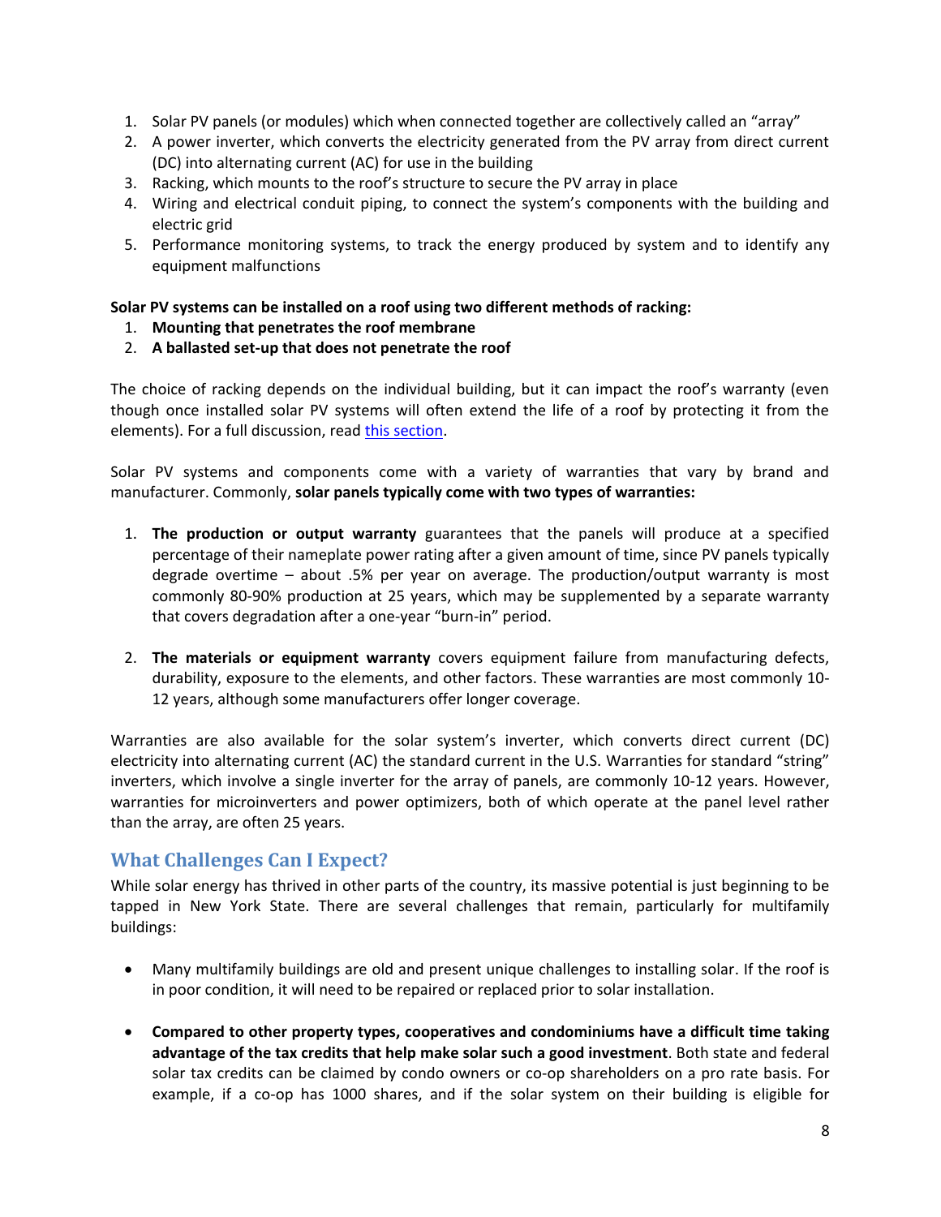1. Solar PV panels (or modules) which when connected together are collectively called an “array”
2. A power inverter, which converts the electricity generated from the PV array from direct current (DC) into alternating current (AC) for use in the building
3. Racking, which mounts to the roof’s structure to secure the PV array in place
4. Wiring and electrical conduit piping, to connect the system’s components with the building and electric grid
5. Performance monitoring systems, to track the energy produced by system and to identify any equipment malfunctions

**Solar PV systems can be installed on a roof using two different methods of racking:**

1. **Mounting that penetrates the roof membrane**
2. **A ballasted set-up that does not penetrate the roof**

The choice of racking depends on the individual building, but it can impact the roof’s warranty (even though once installed solar PV systems will often extend the life of a roof by protecting it from the elements). For a full discussion, read [this section](#).

Solar PV systems and components come with a variety of warranties that vary by brand and manufacturer. Commonly, **solar panels typically come with two types of warranties:**

1. **The production or output warranty** guarantees that the panels will produce at a specified percentage of their nameplate power rating after a given amount of time, since PV panels typically degrade overtime – about .5% per year on average. The production/output warranty is most commonly 80-90% production at 25 years, which may be supplemented by a separate warranty that covers degradation after a one-year “burn-in” period.

2. **The materials or equipment warranty** covers equipment failure from manufacturing defects, durability, exposure to the elements, and other factors. These warranties are most commonly 10-12 years, although some manufacturers offer longer coverage.

Warranties are also available for the solar system’s inverter, which converts direct current (DC) electricity into alternating current (AC) the standard current in the U.S. Warranties for standard “string” inverters, which involve a single inverter for the array of panels, are commonly 10-12 years. However, warranties for microinverters and power optimizers, both of which operate at the panel level rather than the array, are often 25 years.

## What Challenges Can I Expect?

While solar energy has thrived in other parts of the country, its massive potential is just beginning to be tapped in New York State. There are several challenges that remain, particularly for multifamily buildings:

- Many multifamily buildings are old and present unique challenges to installing solar. If the roof is in poor condition, it will need to be repaired or replaced prior to solar installation.

- **Compared to other property types, cooperatives and condominiums have a difficult time taking advantage of the tax credits that help make solar such a good investment**. Both state and federal solar tax credits can be claimed by condo owners or co-op shareholders on a pro rate basis. For example, if a co-op has 1000 shares, and if the solar system on their building is eligible for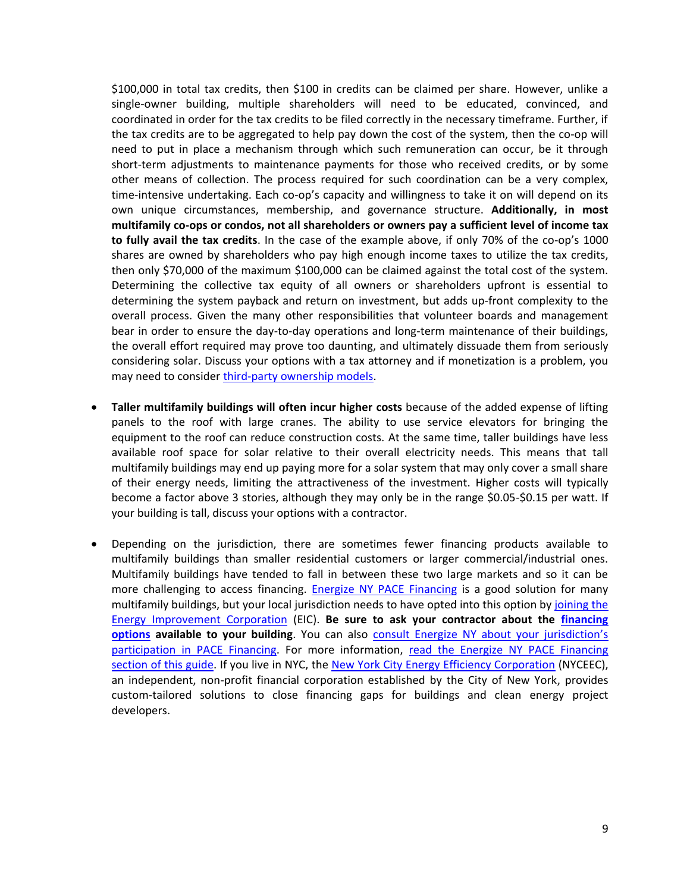$100,000 in total tax credits, then $100 in credits can be claimed per share. However, unlike a single-owner building, multiple shareholders will need to be educated, convinced, and coordinated in order for the tax credits to be filed correctly in the necessary timeframe. Further, if the tax credits are to be aggregated to help pay down the cost of the system, then the co-op will need to put in place a mechanism through which such remuneration can occur, be it through short-term adjustments to maintenance payments for those who received credits, or by some other means of collection. The process required for such coordination can be a very complex, time-intensive undertaking. Each co-op's capacity and willingness to take it on will depend on its own unique circumstances, membership, and governance structure. **Additionally, in most multifamily co-ops or condos, not all shareholders or owners pay a sufficient level of income tax to fully avail the tax credits**. In the case of the example above, if only 70% of the co-op's 1000 shares are owned by shareholders who pay high enough income taxes to utilize the tax credits, then only $70,000 of the maximum $100,000 can be claimed against the total cost of the system. Determining the collective tax equity of all owners or shareholders upfront is essential to determining the system payback and return on investment, but adds up-front complexity to the overall process. Given the many other responsibilities that volunteer boards and management bear in order to ensure the day-to-day operations and long-term maintenance of their buildings, the overall effort required may prove too daunting, and ultimately dissuade them from seriously considering solar. Discuss your options with a tax attorney and if monetization is a problem, you may need to consider [third-party ownership models](#).

- **Taller multifamily buildings will often incur higher costs** because of the added expense of lifting panels to the roof with large cranes. The ability to use service elevators for bringing the equipment to the roof can reduce construction costs. At the same time, taller buildings have less available roof space for solar relative to their overall electricity needs. This means that tall multifamily buildings may end up paying more for a solar system that may only cover a small share of their energy needs, limiting the attractiveness of the investment. Higher costs will typically become a factor above 3 stories, although they may only be in the range $0.05-$0.15 per watt. If your building is tall, discuss your options with a contractor.

- Depending on the jurisdiction, there are sometimes fewer financing products available to multifamily buildings than smaller residential customers or larger commercial/industrial ones. Multifamily buildings have tended to fall in between these two large markets and so it can be more challenging to access financing. [Energize NY PACE Financing](#) is a good solution for many multifamily buildings, but your local jurisdiction needs to have opted into this option by [joining the Energy Improvement Corporation](#) (EIC). **Be sure to ask your contractor about the [financing options](#) available to your building**. You can also [consult Energize NY about your jurisdiction's participation in PACE Financing](#). For more information, [read the Energize NY PACE Financing section of this guide](#). If you live in NYC, the [New York City Energy Efficiency Corporation](#) (NYCEEC), an independent, non-profit financial corporation established by the City of New York, provides custom-tailored solutions to close financing gaps for buildings and clean energy project developers.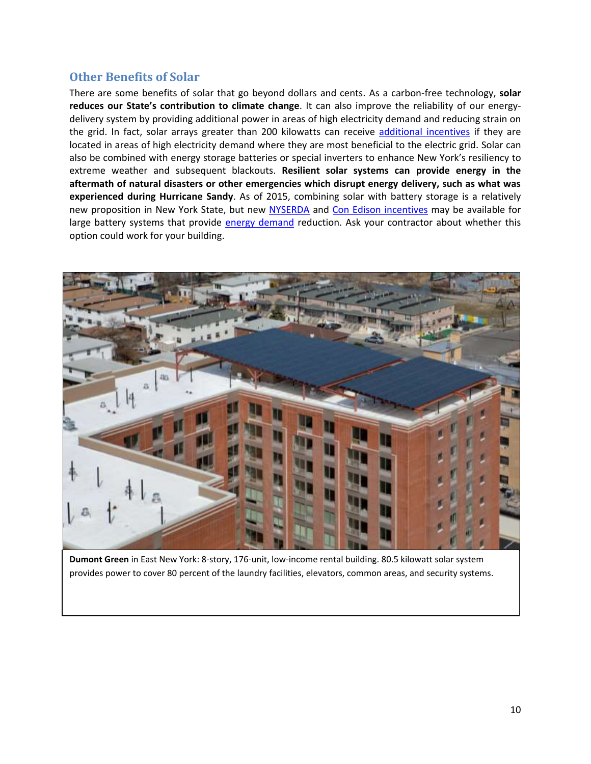## Other Benefits of Solar

There are some benefits of solar that go beyond dollars and cents. As a carbon-free technology, **solar reduces our State's contribution to climate change**. It can also improve the reliability of our energy-delivery system by providing additional power in areas of high electricity demand and reducing strain on the grid. In fact, solar arrays greater than 200 kilowatts can receive additional incentives if they are located in areas of high electricity demand where they are most beneficial to the electric grid. Solar can also be combined with energy storage batteries or special inverters to enhance New York's resiliency to extreme weather and subsequent blackouts. **Resilient solar systems can provide energy in the aftermath of natural disasters or other emergencies which disrupt energy delivery, such as what was experienced during Hurricane Sandy**. As of 2015, combining solar with battery storage is a relatively new proposition in New York State, but new NYSERDA and Con Edison incentives may be available for large battery systems that provide energy demand reduction. Ask your contractor about whether this option could work for your building.

**Dumont Green** in East New York: 8-story, 176-unit, low-income rental building. 80.5 kilowatt solar system provides power to cover 80 percent of the laundry facilities, elevators, common areas, and security systems.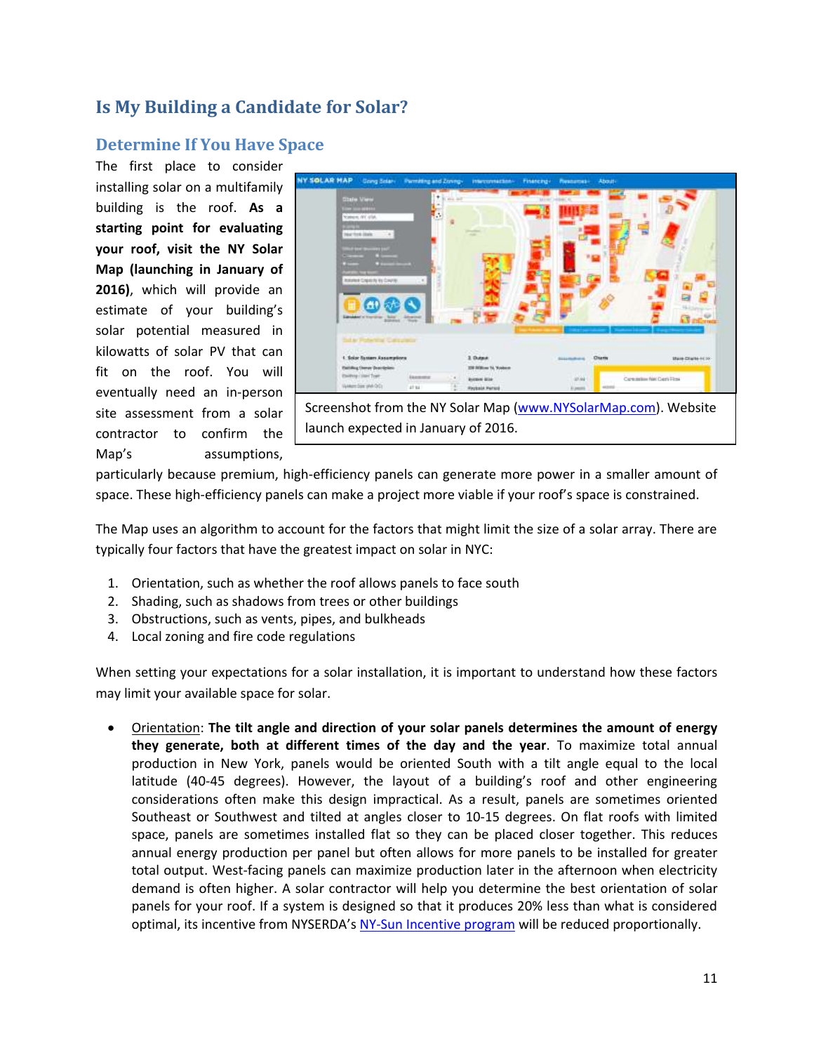## Is My Building a Candidate for Solar?

### Determine If You Have Space

The first place to consider installing solar on a multifamily building is the roof. **As a starting point for evaluating your roof, visit the NY Solar Map (launching in January of 2016)**, which will provide an estimate of your building's solar potential measured in kilowatts of solar PV that can fit on the roof. You will eventually need an in-person site assessment from a solar contractor to confirm the Map's assumptions, particularly because premium, high-efficiency panels can generate more power in a smaller amount of space. These high-efficiency panels can make a project more viable if your roof's space is constrained.

Screenshot from the NY Solar Map (www.NYSolarMap.com). Website launch expected in January of 2016.

The Map uses an algorithm to account for the factors that might limit the size of a solar array. There are typically four factors that have the greatest impact on solar in NYC:

1. Orientation, such as whether the roof allows panels to face south
2. Shading, such as shadows from trees or other buildings
3. Obstructions, such as vents, pipes, and bulkheads
4. Local zoning and fire code regulations

When setting your expectations for a solar installation, it is important to understand how these factors may limit your available space for solar.

- Orientation: **The tilt angle and direction of your solar panels determines the amount of energy they generate, both at different times of the day and the year**. To maximize total annual production in New York, panels would be oriented South with a tilt angle equal to the local latitude (40-45 degrees). However, the layout of a building's roof and other engineering considerations often make this design impractical. As a result, panels are sometimes oriented Southeast or Southwest and tilted at angles closer to 10-15 degrees. On flat roofs with limited space, panels are sometimes installed flat so they can be placed closer together. This reduces annual energy production per panel but often allows for more panels to be installed for greater total output. West-facing panels can maximize production later in the afternoon when electricity demand is often higher. A solar contractor will help you determine the best orientation of solar panels for your roof. If a system is designed so that it produces 20% less than what is considered optimal, its incentive from NYSERDA's NY-Sun Incentive program will be reduced proportionally.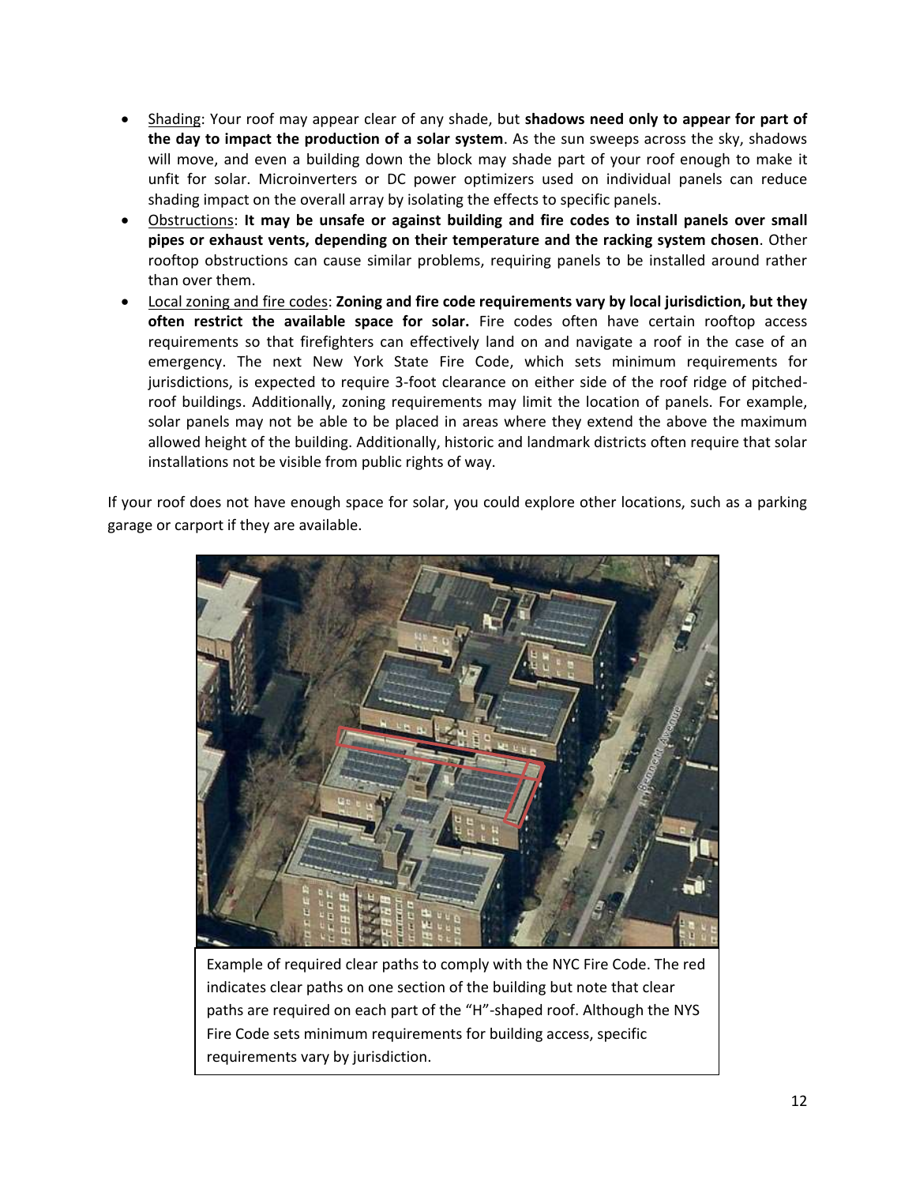- Shading: Your roof may appear clear of any shade, but **shadows need only to appear for part of the day to impact the production of a solar system**. As the sun sweeps across the sky, shadows will move, and even a building down the block may shade part of your roof enough to make it unfit for solar. Microinverters or DC power optimizers used on individual panels can reduce shading impact on the overall array by isolating the effects to specific panels.
- Obstructions: **It may be unsafe or against building and fire codes to install panels over small pipes or exhaust vents, depending on their temperature and the racking system chosen**. Other rooftop obstructions can cause similar problems, requiring panels to be installed around rather than over them.
- Local zoning and fire codes: **Zoning and fire code requirements vary by local jurisdiction, but they often restrict the available space for solar.** Fire codes often have certain rooftop access requirements so that firefighters can effectively land on and navigate a roof in the case of an emergency. The next New York State Fire Code, which sets minimum requirements for jurisdictions, is expected to require 3-foot clearance on either side of the roof ridge of pitched-roof buildings. Additionally, zoning requirements may limit the location of panels. For example, solar panels may not be able to be placed in areas where they extend the above the maximum allowed height of the building. Additionally, historic and landmark districts often require that solar installations not be visible from public rights of way.

If your roof does not have enough space for solar, you could explore other locations, such as a parking garage or carport if they are available.

Example of required clear paths to comply with the NYC Fire Code. The red indicates clear paths on one section of the building but note that clear paths are required on each part of the "H"-shaped roof. Although the NYS Fire Code sets minimum requirements for building access, specific requirements vary by jurisdiction.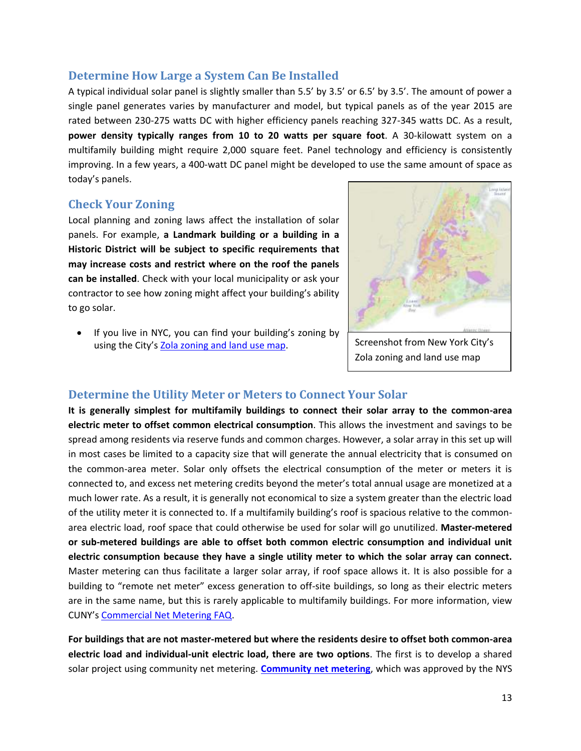## Determine How Large a System Can Be Installed

A typical individual solar panel is slightly smaller than 5.5' by 3.5' or 6.5' by 3.5'. The amount of power a single panel generates varies by manufacturer and model, but typical panels as of the year 2015 are rated between 230-275 watts DC with higher efficiency panels reaching 327-345 watts DC. As a result, **power density typically ranges from 10 to 20 watts per square foot**. A 30-kilowatt system on a multifamily building might require 2,000 square feet. Panel technology and efficiency is consistently improving. In a few years, a 400-watt DC panel might be developed to use the same amount of space as today's panels.

## Check Your Zoning

Local planning and zoning laws affect the installation of solar panels. For example, **a Landmark building or a building in a Historic District will be subject to specific requirements that may increase costs and restrict where on the roof the panels can be installed**. Check with your local municipality or ask your contractor to see how zoning might affect your building's ability to go solar.

- If you live in NYC, you can find your building's zoning by using the City's [Zola zoning and land use map](Zola zoning and land use map).

Screenshot from New York City's Zola zoning and land use map

## Determine the Utility Meter or Meters to Connect Your Solar

**It is generally simplest for multifamily buildings to connect their solar array to the common-area electric meter to offset common electrical consumption**. This allows the investment and savings to be spread among residents via reserve funds and common charges. However, a solar array in this set up will in most cases be limited to a capacity size that will generate the annual electricity that is consumed on the common-area meter. Solar only offsets the electrical consumption of the meter or meters it is connected to, and excess net metering credits beyond the meter's total annual usage are monetized at a much lower rate. As a result, it is generally not economical to size a system greater than the electric load of the utility meter it is connected to. If a multifamily building's roof is spacious relative to the common-area electric load, roof space that could otherwise be used for solar will go unutilized. **Master-metered or sub-metered buildings are able to offset both common electric consumption and individual unit electric consumption because they have a single utility meter to which the solar array can connect.** Master metering can thus facilitate a larger solar array, if roof space allows it. It is also possible for a building to "remote net meter" excess generation to off-site buildings, so long as their electric meters are in the same name, but this is rarely applicable to multifamily buildings. For more information, view CUNY's [Commercial Net Metering FAQ](Commercial Net Metering FAQ).

**For buildings that are not master-metered but where the residents desire to offset both common-area electric load and individual-unit electric load, there are two options**. The first is to develop a shared solar project using community net metering. **[Community net metering](Community net metering)**, which was approved by the NYS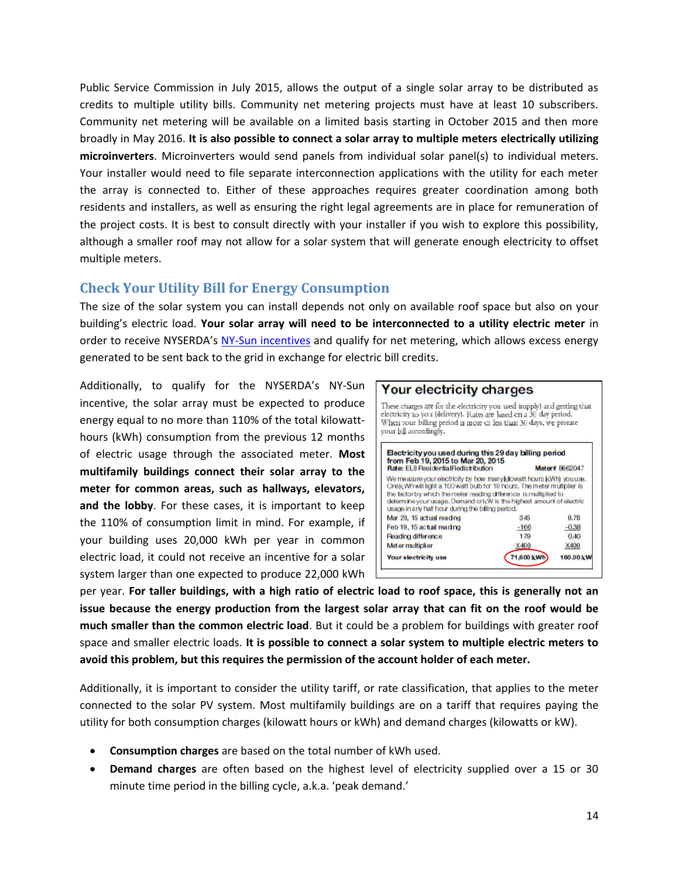Public Service Commission in July 2015, allows the output of a single solar array to be distributed as credits to multiple utility bills. Community net metering projects must have at least 10 subscribers. Community net metering will be available on a limited basis starting in October 2015 and then more broadly in May 2016. **It is also possible to connect a solar array to multiple meters electrically utilizing microinverters**. Microinverters would send panels from individual solar panel(s) to individual meters. Your installer would need to file separate interconnection applications with the utility for each meter the array is connected to. Either of these approaches requires greater coordination among both residents and installers, as well as ensuring the right legal agreements are in place for remuneration of the project costs. It is best to consult directly with your installer if you wish to explore this possibility, although a smaller roof may not allow for a solar system that will generate enough electricity to offset multiple meters.

## Check Your Utility Bill for Energy Consumption

The size of the solar system you can install depends not only on available roof space but also on your building's electric load. **Your solar array will need to be interconnected to a utility electric meter** in order to receive NYSERDA's NY-Sun incentives and qualify for net metering, which allows excess energy generated to be sent back to the grid in exchange for electric bill credits.

Additionally, to qualify for the NYSERDA's NY-Sun incentive, the solar array must be expected to produce energy equal to no more than 110% of the total kilowatt-hours (kWh) consumption from the previous 12 months of electric usage through the associated meter. **Most multifamily buildings connect their solar array to the meter for common areas, such as hallways, elevators, and the lobby**. For these cases, it is important to keep the 110% of consumption limit in mind. For example, if your building uses 20,000 kWh per year in common electric load, it could not receive an incentive for a solar system larger than one expected to produce 22,000 kWh per year. **For taller buildings, with a high ratio of electric load to roof space, this is generally not an issue because the energy production from the largest solar array that can fit on the roof would be much smaller than the common electric load**. But it could be a problem for buildings with greater roof space and smaller electric loads. **It is possible to connect a solar system to multiple electric meters to avoid this problem, but this requires the permission of the account holder of each meter.**

**Your electricity charges**

These charges are for the electricity you used (supply) and getting that electricity to you (delivery). Rates are based on a 30 day period. When your billing period is more or less than 30 days, we prorate your bill accordingly.

**Electricity you used during this 29 day billing period from Feb 19, 2015 to Mar 20, 2015**
Rate: EL8 ResidentialRedistribution — Meter# 8662047

We measure your electricity by how many kilowatt hours (kWh) you use. One kWh will light a 100 watt bulb for 10 hours. The meter multiplier is the factor by which the meter reading difference is multiplied to determine your usage. Demand or kW is the highest amount of electric usage in any half hour during the billing period.

| | | |
|---|---|---|
| Mar 20, 15 actual reading | 345 | 0.78 |
| Feb 19, 15 actual reading | -166 | -0.38 |
| Reading difference | 179 | 0.40 |
| Meter multiplier | X400 | X400 |
| **Your electricity use** | 71,600 kWh | 160.00 kW |

Additionally, it is important to consider the utility tariff, or rate classification, that applies to the meter connected to the solar PV system. Most multifamily buildings are on a tariff that requires paying the utility for both consumption charges (kilowatt hours or kWh) and demand charges (kilowatts or kW).

- **Consumption charges** are based on the total number of kWh used.
- **Demand charges** are often based on the highest level of electricity supplied over a 15 or 30 minute time period in the billing cycle, a.k.a. 'peak demand.'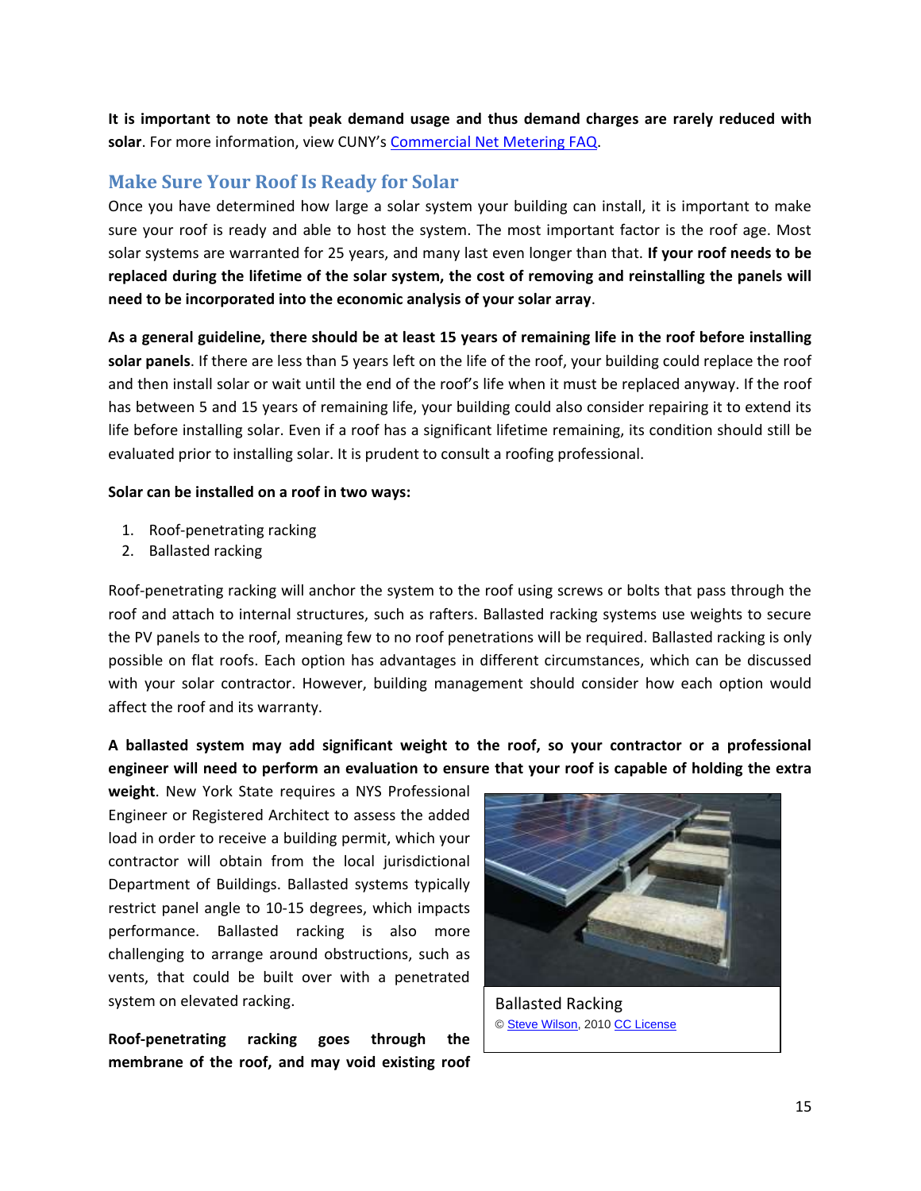**It is important to note that peak demand usage and thus demand charges are rarely reduced with solar**. For more information, view CUNY's [Commercial Net Metering FAQ](#).

## Make Sure Your Roof Is Ready for Solar

Once you have determined how large a solar system your building can install, it is important to make sure your roof is ready and able to host the system. The most important factor is the roof age. Most solar systems are warranted for 25 years, and many last even longer than that. **If your roof needs to be replaced during the lifetime of the solar system, the cost of removing and reinstalling the panels will need to be incorporated into the economic analysis of your solar array**.

**As a general guideline, there should be at least 15 years of remaining life in the roof before installing solar panels**. If there are less than 5 years left on the life of the roof, your building could replace the roof and then install solar or wait until the end of the roof's life when it must be replaced anyway. If the roof has between 5 and 15 years of remaining life, your building could also consider repairing it to extend its life before installing solar. Even if a roof has a significant lifetime remaining, its condition should still be evaluated prior to installing solar. It is prudent to consult a roofing professional.

**Solar can be installed on a roof in two ways:**

1. Roof-penetrating racking
2. Ballasted racking

Roof-penetrating racking will anchor the system to the roof using screws or bolts that pass through the roof and attach to internal structures, such as rafters. Ballasted racking systems use weights to secure the PV panels to the roof, meaning few to no roof penetrations will be required. Ballasted racking is only possible on flat roofs. Each option has advantages in different circumstances, which can be discussed with your solar contractor. However, building management should consider how each option would affect the roof and its warranty.

**A ballasted system may add significant weight to the roof, so your contractor or a professional engineer will need to perform an evaluation to ensure that your roof is capable of holding the extra weight**. New York State requires a NYS Professional Engineer or Registered Architect to assess the added load in order to receive a building permit, which your contractor will obtain from the local jurisdictional Department of Buildings. Ballasted systems typically restrict panel angle to 10-15 degrees, which impacts performance. Ballasted racking is also more challenging to arrange around obstructions, such as vents, that could be built over with a penetrated system on elevated racking.

Ballasted Racking

© Steve Wilson, 2010 CC License

**Roof-penetrating racking goes through the membrane of the roof, and may void existing roof**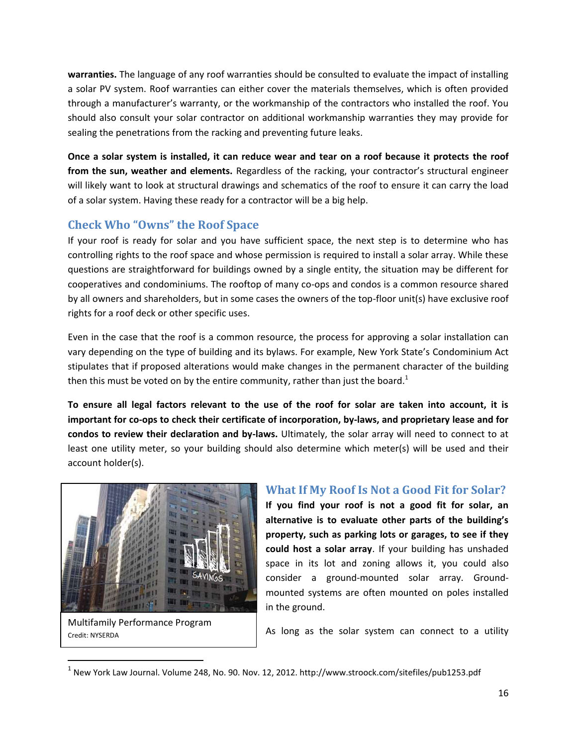**warranties.** The language of any roof warranties should be consulted to evaluate the impact of installing a solar PV system. Roof warranties can either cover the materials themselves, which is often provided through a manufacturer's warranty, or the workmanship of the contractors who installed the roof. You should also consult your solar contractor on additional workmanship warranties they may provide for sealing the penetrations from the racking and preventing future leaks.

**Once a solar system is installed, it can reduce wear and tear on a roof because it protects the roof from the sun, weather and elements.** Regardless of the racking, your contractor's structural engineer will likely want to look at structural drawings and schematics of the roof to ensure it can carry the load of a solar system. Having these ready for a contractor will be a big help.

## Check Who "Owns" the Roof Space

If your roof is ready for solar and you have sufficient space, the next step is to determine who has controlling rights to the roof space and whose permission is required to install a solar array. While these questions are straightforward for buildings owned by a single entity, the situation may be different for cooperatives and condominiums. The rooftop of many co-ops and condos is a common resource shared by all owners and shareholders, but in some cases the owners of the top-floor unit(s) have exclusive roof rights for a roof deck or other specific uses.

Even in the case that the roof is a common resource, the process for approving a solar installation can vary depending on the type of building and its bylaws. For example, New York State's Condominium Act stipulates that if proposed alterations would make changes in the permanent character of the building then this must be voted on by the entire community, rather than just the board.[1]

**To ensure all legal factors relevant to the use of the roof for solar are taken into account, it is important for co-ops to check their certificate of incorporation, by-laws, and proprietary lease and for condos to review their declaration and by-laws.** Ultimately, the solar array will need to connect to at least one utility meter, so your building should also determine which meter(s) will be used and their account holder(s).

Multifamily Performance Program
Credit: NYSERDA

## What If My Roof Is Not a Good Fit for Solar?

**If you find your roof is not a good fit for solar, an alternative is to evaluate other parts of the building's property, such as parking lots or garages, to see if they could host a solar array**. If your building has unshaded space in its lot and zoning allows it, you could also consider a ground-mounted solar array. Ground-mounted systems are often mounted on poles installed in the ground.

As long as the solar system can connect to a utility

---

[1] New York Law Journal. Volume 248, No. 90. Nov. 12, 2012. http://www.stroock.com/sitefiles/pub1253.pdf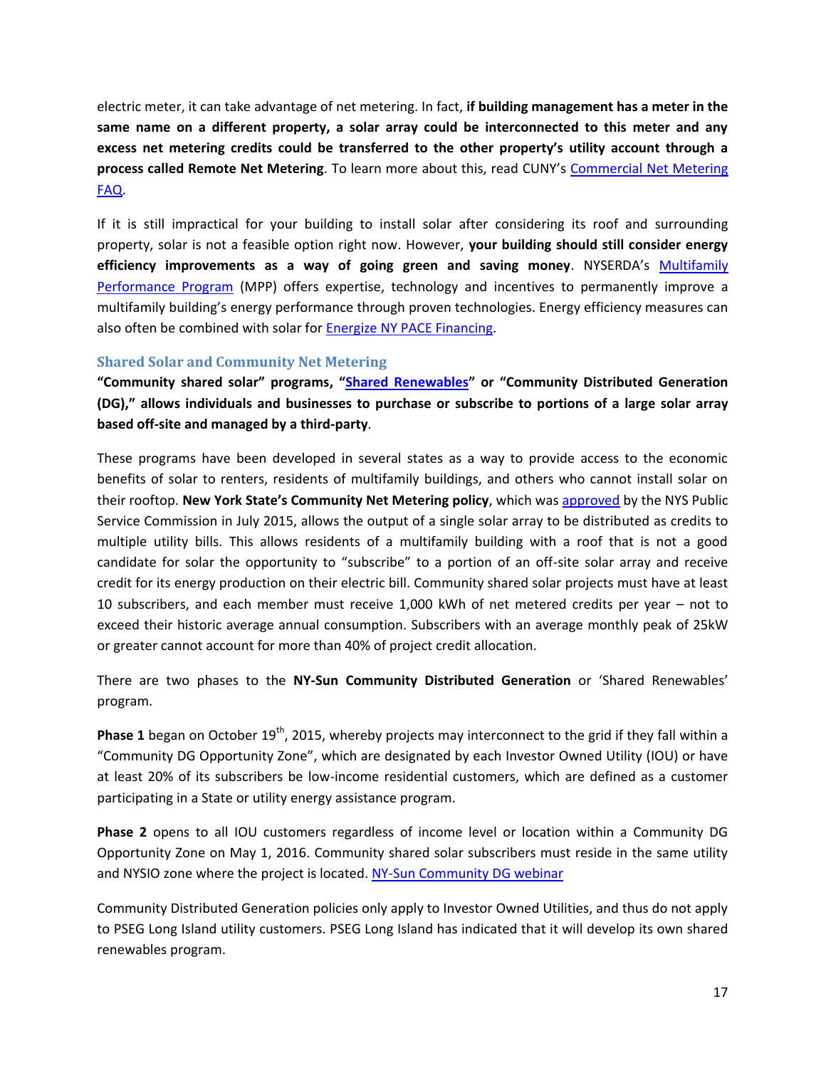electric meter, it can take advantage of net metering. In fact, **if building management has a meter in the same name on a different property, a solar array could be interconnected to this meter and any excess net metering credits could be transferred to the other property's utility account through a process called Remote Net Metering**. To learn more about this, read CUNY's Commercial Net Metering FAQ.

If it is still impractical for your building to install solar after considering its roof and surrounding property, solar is not a feasible option right now. However, **your building should still consider energy efficiency improvements as a way of going green and saving money**. NYSERDA's Multifamily Performance Program (MPP) offers expertise, technology and incentives to permanently improve a multifamily building's energy performance through proven technologies. Energy efficiency measures can also often be combined with solar for Energize NY PACE Financing.

### Shared Solar and Community Net Metering

**"Community shared solar" programs, "Shared Renewables" or "Community Distributed Generation (DG)," allows individuals and businesses to purchase or subscribe to portions of a large solar array based off-site and managed by a third-party**.

These programs have been developed in several states as a way to provide access to the economic benefits of solar to renters, residents of multifamily buildings, and others who cannot install solar on their rooftop. **New York State's Community Net Metering policy**, which was approved by the NYS Public Service Commission in July 2015, allows the output of a single solar array to be distributed as credits to multiple utility bills. This allows residents of a multifamily building with a roof that is not a good candidate for solar the opportunity to "subscribe" to a portion of an off-site solar array and receive credit for its energy production on their electric bill. Community shared solar projects must have at least 10 subscribers, and each member must receive 1,000 kWh of net metered credits per year – not to exceed their historic average annual consumption. Subscribers with an average monthly peak of 25kW or greater cannot account for more than 40% of project credit allocation.

There are two phases to the **NY-Sun Community Distributed Generation** or 'Shared Renewables' program.

**Phase 1** began on October 19th, 2015, whereby projects may interconnect to the grid if they fall within a "Community DG Opportunity Zone", which are designated by each Investor Owned Utility (IOU) or have at least 20% of its subscribers be low-income residential customers, which are defined as a customer participating in a State or utility energy assistance program.

**Phase 2** opens to all IOU customers regardless of income level or location within a Community DG Opportunity Zone on May 1, 2016. Community shared solar subscribers must reside in the same utility and NYSIO zone where the project is located. NY-Sun Community DG webinar

Community Distributed Generation policies only apply to Investor Owned Utilities, and thus do not apply to PSEG Long Island utility customers. PSEG Long Island has indicated that it will develop its own shared renewables program.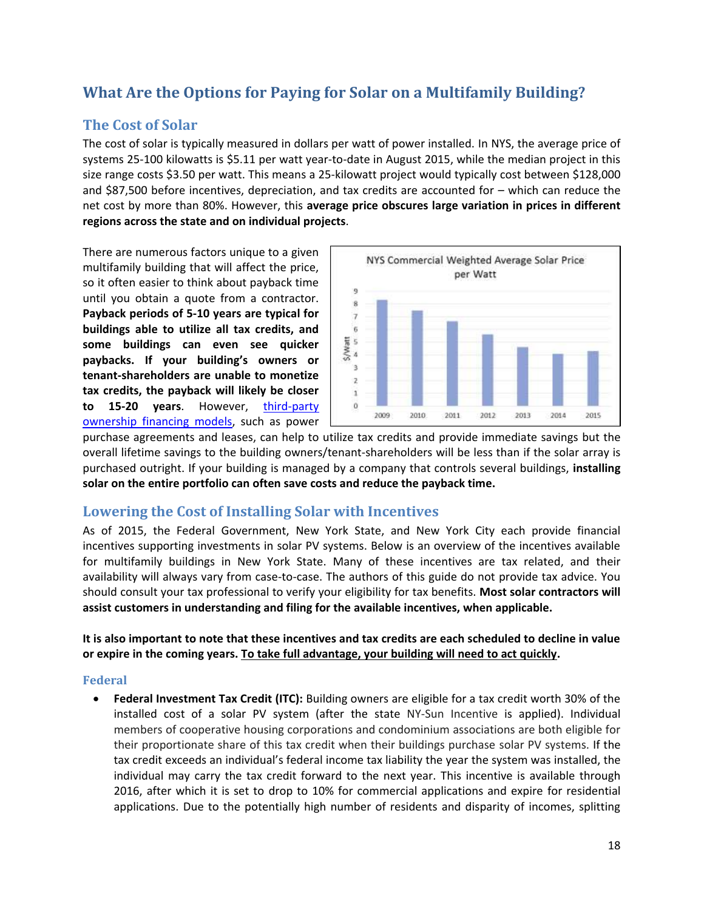## What Are the Options for Paying for Solar on a Multifamily Building?

### The Cost of Solar

The cost of solar is typically measured in dollars per watt of power installed. In NYS, the average price of systems 25-100 kilowatts is $5.11 per watt year-to-date in August 2015, while the median project in this size range costs $3.50 per watt. This means a 25-kilowatt project would typically cost between $128,000 and $87,500 before incentives, depreciation, and tax credits are accounted for – which can reduce the net cost by more than 80%. However, this **average price obscures large variation in prices in different regions across the state and on individual projects**.

There are numerous factors unique to a given multifamily building that will affect the price, so it often easier to think about payback time until you obtain a quote from a contractor. **Payback periods of 5-10 years are typical for buildings able to utilize all tax credits, and some buildings can even see quicker paybacks. If your building's owners or tenant-shareholders are unable to monetize tax credits, the payback will likely be closer to 15-20 years**. However, third-party ownership financing models, such as power purchase agreements and leases, can help to utilize tax credits and provide immediate savings but the overall lifetime savings to the building owners/tenant-shareholders will be less than if the solar array is purchased outright. If your building is managed by a company that controls several buildings, **installing solar on the entire portfolio can often save costs and reduce the payback time.**

### Lowering the Cost of Installing Solar with Incentives

As of 2015, the Federal Government, New York State, and New York City each provide financial incentives supporting investments in solar PV systems. Below is an overview of the incentives available for multifamily buildings in New York State. Many of these incentives are tax related, and their availability will always vary from case-to-case. The authors of this guide do not provide tax advice. You should consult your tax professional to verify your eligibility for tax benefits. **Most solar contractors will assist customers in understanding and filing for the available incentives, when applicable.**

**It is also important to note that these incentives and tax credits are each scheduled to decline in value or expire in the coming years. To take full advantage, your building will need to act quickly.**

#### Federal

- **Federal Investment Tax Credit (ITC):** Building owners are eligible for a tax credit worth 30% of the installed cost of a solar PV system (after the state NY-Sun Incentive is applied). Individual members of cooperative housing corporations and condominium associations are both eligible for their proportionate share of this tax credit when their buildings purchase solar PV systems. If the tax credit exceeds an individual's federal income tax liability the year the system was installed, the individual may carry the tax credit forward to the next year. This incentive is available through 2016, after which it is set to drop to 10% for commercial applications and expire for residential applications. Due to the potentially high number of residents and disparity of incomes, splitting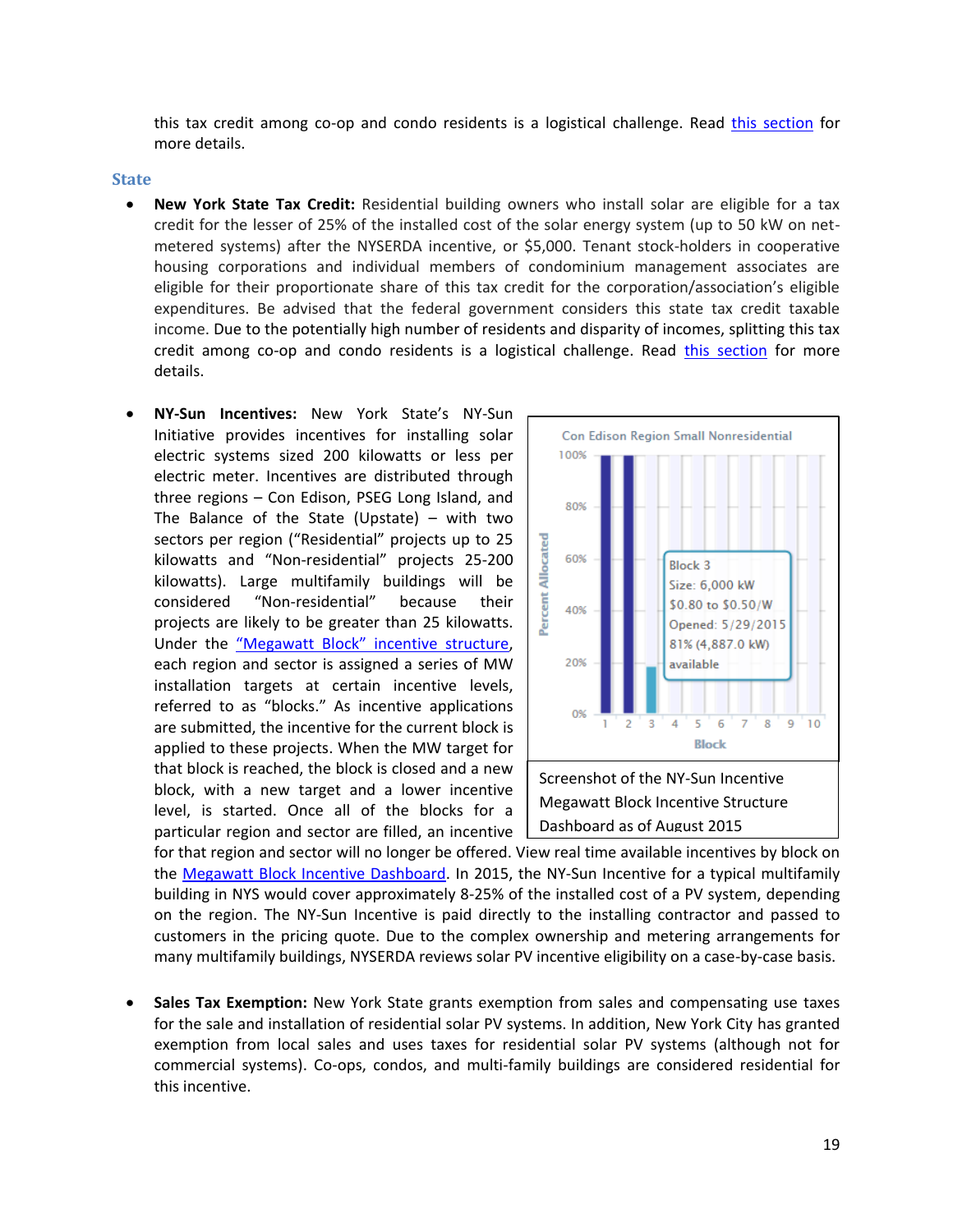this tax credit among co-op and condo residents is a logistical challenge. Read [this section](#) for more details.

## State

- **New York State Tax Credit:** Residential building owners who install solar are eligible for a tax credit for the lesser of 25% of the installed cost of the solar energy system (up to 50 kW on net-metered systems) after the NYSERDA incentive, or $5,000. Tenant stock-holders in cooperative housing corporations and individual members of condominium management associates are eligible for their proportionate share of this tax credit for the corporation/association's eligible expenditures. Be advised that the federal government considers this state tax credit taxable income. Due to the potentially high number of residents and disparity of incomes, splitting this tax credit among co-op and condo residents is a logistical challenge. Read [this section](#) for more details.

- **NY-Sun Incentives:** New York State's NY-Sun Initiative provides incentives for installing solar electric systems sized 200 kilowatts or less per electric meter. Incentives are distributed through three regions – Con Edison, PSEG Long Island, and The Balance of the State (Upstate) – with two sectors per region ("Residential" projects up to 25 kilowatts and "Non-residential" projects 25-200 kilowatts). Large multifamily buildings will be considered "Non-residential" because their projects are likely to be greater than 25 kilowatts. Under the ["Megawatt Block" incentive structure](#), each region and sector is assigned a series of MW installation targets at certain incentive levels, referred to as "blocks." As incentive applications are submitted, the incentive for the current block is applied to these projects. When the MW target for that block is reached, the block is closed and a new block, with a new target and a lower incentive level, is started. Once all of the blocks for a particular region and sector are filled, an incentive for that region and sector will no longer be offered. View real time available incentives by block on the [Megawatt Block Incentive Dashboard](#). In 2015, the NY-Sun Incentive for a typical multifamily building in NYS would cover approximately 8-25% of the installed cost of a PV system, depending on the region. The NY-Sun Incentive is paid directly to the installing contractor and passed to customers in the pricing quote. Due to the complex ownership and metering arrangements for many multifamily buildings, NYSERDA reviews solar PV incentive eligibility on a case-by-case basis.

Con Edison Region Small Nonresidential

Block 3
Size: 6,000 kW
$0.80 to $0.50/W
Opened: 5/29/2015
81% (4,887.0 kW) available

Screenshot of the NY-Sun Incentive Megawatt Block Incentive Structure Dashboard as of August 2015

- **Sales Tax Exemption:** New York State grants exemption from sales and compensating use taxes for the sale and installation of residential solar PV systems. In addition, New York City has granted exemption from local sales and uses taxes for residential solar PV systems (although not for commercial systems). Co-ops, condos, and multi-family buildings are considered residential for this incentive.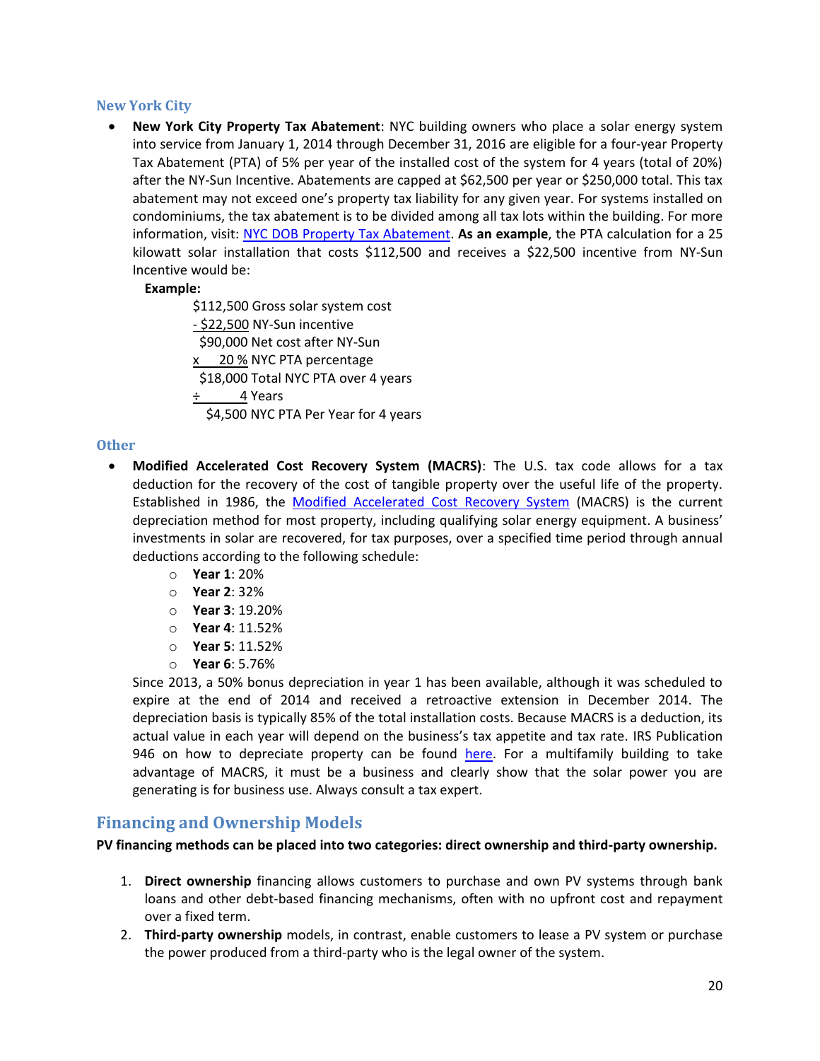### New York City

- **New York City Property Tax Abatement**: NYC building owners who place a solar energy system into service from January 1, 2014 through December 31, 2016 are eligible for a four-year Property Tax Abatement (PTA) of 5% per year of the installed cost of the system for 4 years (total of 20%) after the NY-Sun Incentive. Abatements are capped at $62,500 per year or $250,000 total. This tax abatement may not exceed one's property tax liability for any given year. For systems installed on condominiums, the tax abatement is to be divided among all tax lots within the building. For more information, visit: NYC DOB Property Tax Abatement. **As an example**, the PTA calculation for a 25 kilowatt solar installation that costs $112,500 and receives a $22,500 incentive from NY-Sun Incentive would be:

  **Example:**

  $112,500 Gross solar system cost
  - $22,500 NY-Sun incentive
  $90,000 Net cost after NY-Sun
  x 20 % NYC PTA percentage
  $18,000 Total NYC PTA over 4 years
  ÷ 4 Years
  $4,500 NYC PTA Per Year for 4 years

### Other

- **Modified Accelerated Cost Recovery System (MACRS)**: The U.S. tax code allows for a tax deduction for the recovery of the cost of tangible property over the useful life of the property. Established in 1986, the Modified Accelerated Cost Recovery System (MACRS) is the current depreciation method for most property, including qualifying solar energy equipment. A business' investments in solar are recovered, for tax purposes, over a specified time period through annual deductions according to the following schedule:
  - **Year 1**: 20%
  - **Year 2**: 32%
  - **Year 3**: 19.20%
  - **Year 4**: 11.52%
  - **Year 5**: 11.52%
  - **Year 6**: 5.76%

  Since 2013, a 50% bonus depreciation in year 1 has been available, although it was scheduled to expire at the end of 2014 and received a retroactive extension in December 2014. The depreciation basis is typically 85% of the total installation costs. Because MACRS is a deduction, its actual value in each year will depend on the business's tax appetite and tax rate. IRS Publication 946 on how to depreciate property can be found here. For a multifamily building to take advantage of MACRS, it must be a business and clearly show that the solar power you are generating is for business use. Always consult a tax expert.

## Financing and Ownership Models

**PV financing methods can be placed into two categories: direct ownership and third-party ownership.**

1. **Direct ownership** financing allows customers to purchase and own PV systems through bank loans and other debt-based financing mechanisms, often with no upfront cost and repayment over a fixed term.
2. **Third-party ownership** models, in contrast, enable customers to lease a PV system or purchase the power produced from a third-party who is the legal owner of the system.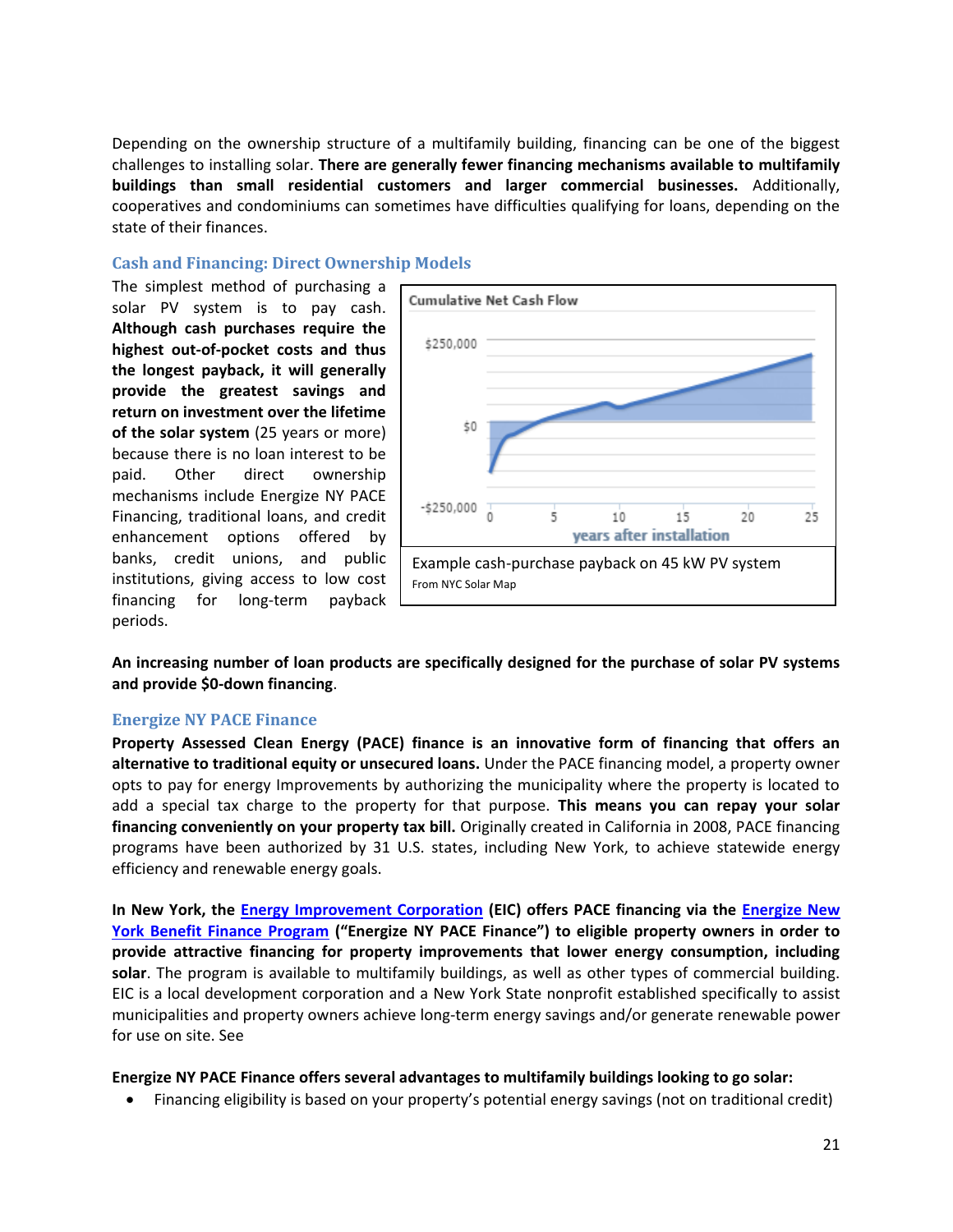Depending on the ownership structure of a multifamily building, financing can be one of the biggest challenges to installing solar. **There are generally fewer financing mechanisms available to multifamily buildings than small residential customers and larger commercial businesses.** Additionally, cooperatives and condominiums can sometimes have difficulties qualifying for loans, depending on the state of their finances.

### Cash and Financing: Direct Ownership Models

The simplest method of purchasing a solar PV system is to pay cash. **Although cash purchases require the highest out-of-pocket costs and thus the longest payback, it will generally provide the greatest savings and return on investment over the lifetime of the solar system** (25 years or more) because there is no loan interest to be paid. Other direct ownership mechanisms include Energize NY PACE Financing, traditional loans, and credit enhancement options offered by banks, credit unions, and public institutions, giving access to low cost financing for long-term payback periods.

Example cash-purchase payback on 45 kW PV system
From NYC Solar Map

**An increasing number of loan products are specifically designed for the purchase of solar PV systems and provide $0-down financing**.

### Energize NY PACE Finance

**Property Assessed Clean Energy (PACE) finance is an innovative form of financing that offers an alternative to traditional equity or unsecured loans.** Under the PACE financing model, a property owner opts to pay for energy Improvements by authorizing the municipality where the property is located to add a special tax charge to the property for that purpose. **This means you can repay your solar financing conveniently on your property tax bill.** Originally created in California in 2008, PACE financing programs have been authorized by 31 U.S. states, including New York, to achieve statewide energy efficiency and renewable energy goals.

**In New York, the Energy Improvement Corporation (EIC) offers PACE financing via the Energize New York Benefit Finance Program ("Energize NY PACE Finance") to eligible property owners in order to provide attractive financing for property improvements that lower energy consumption, including solar**. The program is available to multifamily buildings, as well as other types of commercial building. EIC is a local development corporation and a New York State nonprofit established specifically to assist municipalities and property owners achieve long-term energy savings and/or generate renewable power for use on site. See

**Energize NY PACE Finance offers several advantages to multifamily buildings looking to go solar:**

- Financing eligibility is based on your property's potential energy savings (not on traditional credit)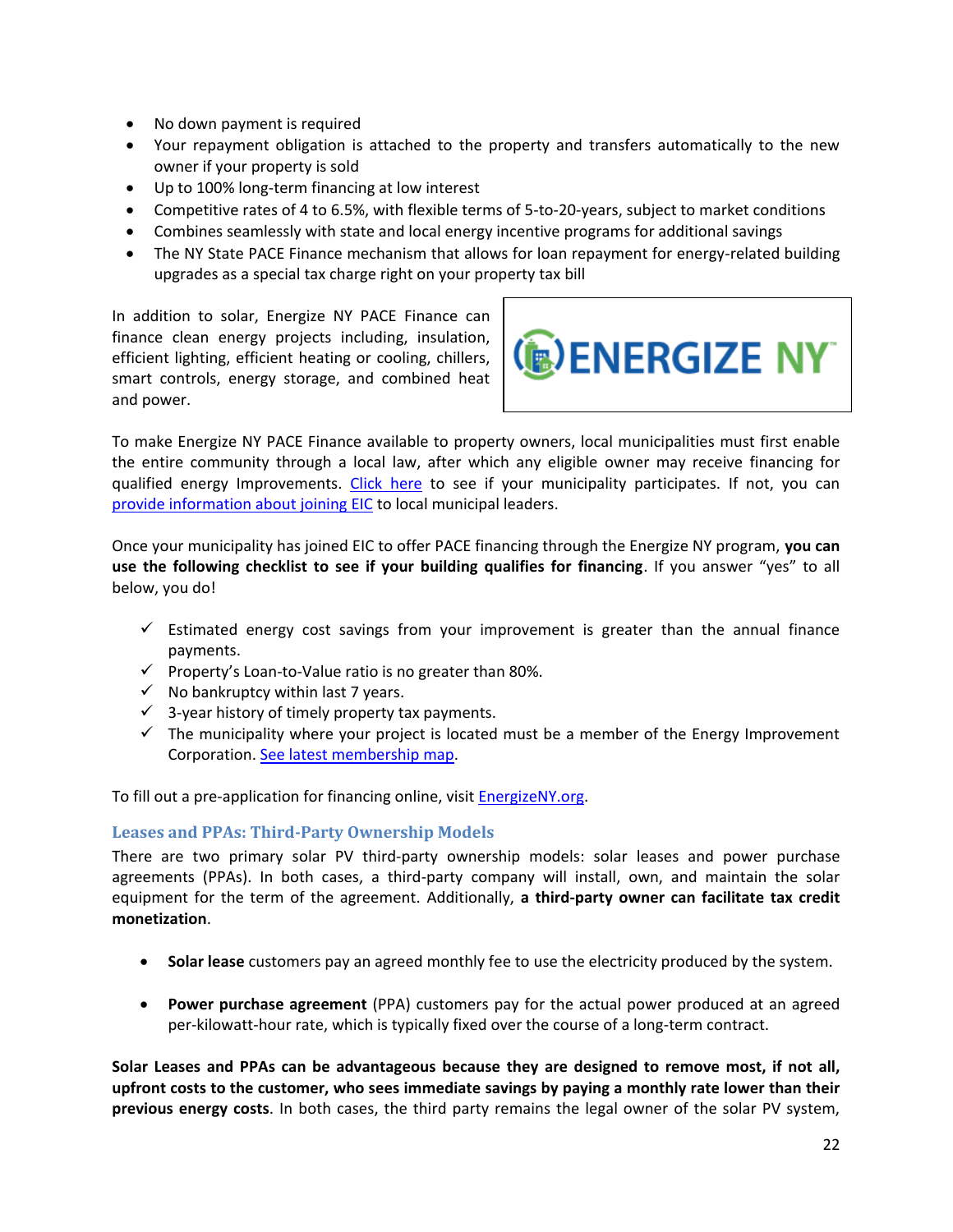- No down payment is required
- Your repayment obligation is attached to the property and transfers automatically to the new owner if your property is sold
- Up to 100% long-term financing at low interest
- Competitive rates of 4 to 6.5%, with flexible terms of 5-to-20-years, subject to market conditions
- Combines seamlessly with state and local energy incentive programs for additional savings
- The NY State PACE Finance mechanism that allows for loan repayment for energy-related building upgrades as a special tax charge right on your property tax bill

In addition to solar, Energize NY PACE Finance can finance clean energy projects including, insulation, efficient lighting, efficient heating or cooling, chillers, smart controls, energy storage, and combined heat and power.

To make Energize NY PACE Finance available to property owners, local municipalities must first enable the entire community through a local law, after which any eligible owner may receive financing for qualified energy Improvements. Click here to see if your municipality participates. If not, you can provide information about joining EIC to local municipal leaders.

Once your municipality has joined EIC to offer PACE financing through the Energize NY program, **you can use the following checklist to see if your building qualifies for financing**. If you answer "yes" to all below, you do!

- ✓ Estimated energy cost savings from your improvement is greater than the annual finance payments.
- ✓ Property's Loan-to-Value ratio is no greater than 80%.
- ✓ No bankruptcy within last 7 years.
- ✓ 3-year history of timely property tax payments.
- ✓ The municipality where your project is located must be a member of the Energy Improvement Corporation. See latest membership map.

To fill out a pre-application for financing online, visit EnergizeNY.org.

### Leases and PPAs: Third-Party Ownership Models

There are two primary solar PV third-party ownership models: solar leases and power purchase agreements (PPAs). In both cases, a third-party company will install, own, and maintain the solar equipment for the term of the agreement. Additionally, **a third-party owner can facilitate tax credit monetization**.

- **Solar lease** customers pay an agreed monthly fee to use the electricity produced by the system.

- **Power purchase agreement** (PPA) customers pay for the actual power produced at an agreed per-kilowatt-hour rate, which is typically fixed over the course of a long-term contract.

**Solar Leases and PPAs can be advantageous because they are designed to remove most, if not all, upfront costs to the customer, who sees immediate savings by paying a monthly rate lower than their previous energy costs**. In both cases, the third party remains the legal owner of the solar PV system,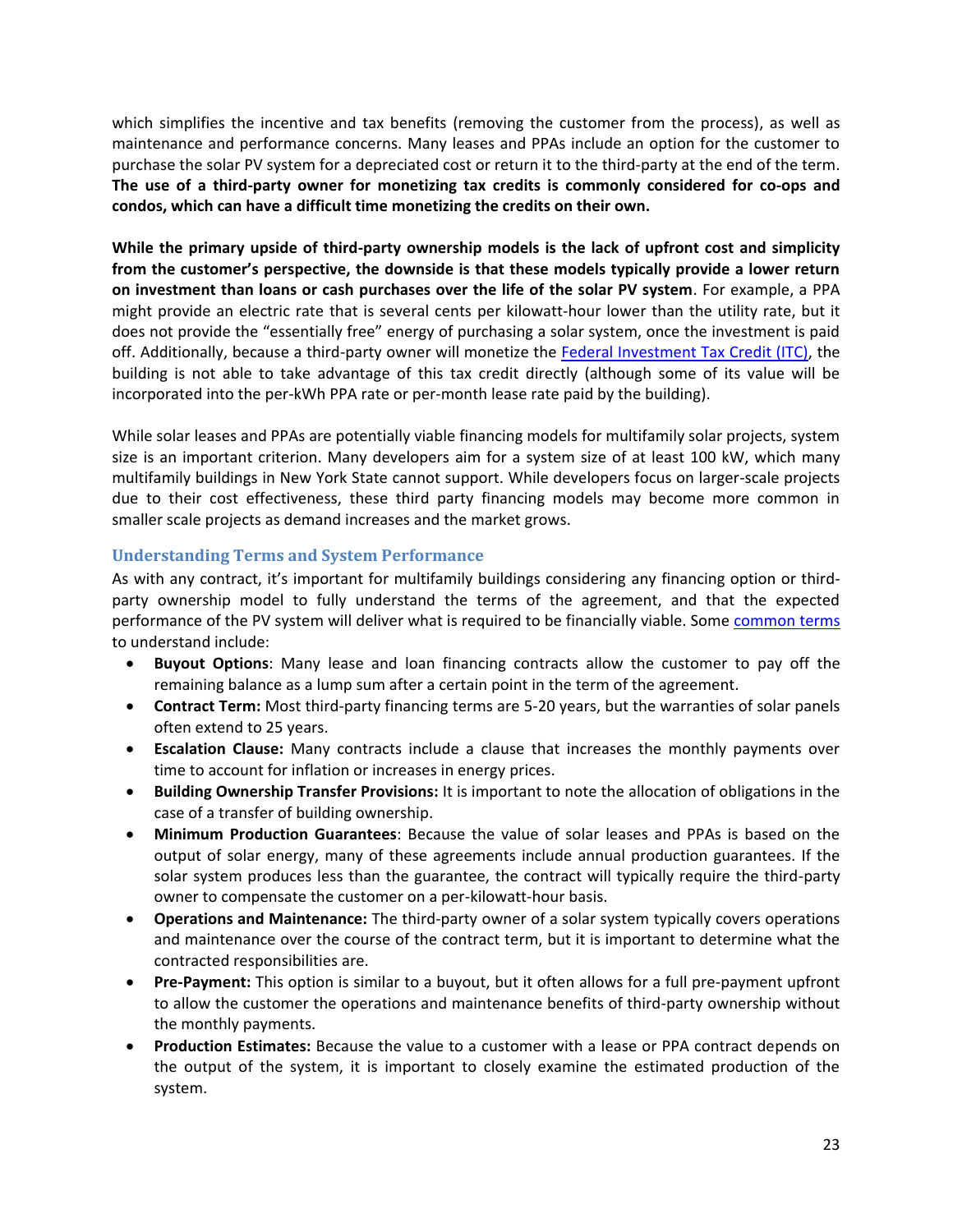which simplifies the incentive and tax benefits (removing the customer from the process), as well as maintenance and performance concerns. Many leases and PPAs include an option for the customer to purchase the solar PV system for a depreciated cost or return it to the third-party at the end of the term. **The use of a third-party owner for monetizing tax credits is commonly considered for co-ops and condos, which can have a difficult time monetizing the credits on their own.**

**While the primary upside of third-party ownership models is the lack of upfront cost and simplicity from the customer's perspective, the downside is that these models typically provide a lower return on investment than loans or cash purchases over the life of the solar PV system**. For example, a PPA might provide an electric rate that is several cents per kilowatt-hour lower than the utility rate, but it does not provide the "essentially free" energy of purchasing a solar system, once the investment is paid off. Additionally, because a third-party owner will monetize the Federal Investment Tax Credit (ITC), the building is not able to take advantage of this tax credit directly (although some of its value will be incorporated into the per-kWh PPA rate or per-month lease rate paid by the building).

While solar leases and PPAs are potentially viable financing models for multifamily solar projects, system size is an important criterion. Many developers aim for a system size of at least 100 kW, which many multifamily buildings in New York State cannot support. While developers focus on larger-scale projects due to their cost effectiveness, these third party financing models may become more common in smaller scale projects as demand increases and the market grows.

### Understanding Terms and System Performance

As with any contract, it's important for multifamily buildings considering any financing option or third-party ownership model to fully understand the terms of the agreement, and that the expected performance of the PV system will deliver what is required to be financially viable. Some common terms to understand include:

- **Buyout Options**: Many lease and loan financing contracts allow the customer to pay off the remaining balance as a lump sum after a certain point in the term of the agreement.
- **Contract Term:** Most third-party financing terms are 5-20 years, but the warranties of solar panels often extend to 25 years.
- **Escalation Clause:** Many contracts include a clause that increases the monthly payments over time to account for inflation or increases in energy prices.
- **Building Ownership Transfer Provisions:** It is important to note the allocation of obligations in the case of a transfer of building ownership.
- **Minimum Production Guarantees**: Because the value of solar leases and PPAs is based on the output of solar energy, many of these agreements include annual production guarantees. If the solar system produces less than the guarantee, the contract will typically require the third-party owner to compensate the customer on a per-kilowatt-hour basis.
- **Operations and Maintenance:** The third-party owner of a solar system typically covers operations and maintenance over the course of the contract term, but it is important to determine what the contracted responsibilities are.
- **Pre-Payment:** This option is similar to a buyout, but it often allows for a full pre-payment upfront to allow the customer the operations and maintenance benefits of third-party ownership without the monthly payments.
- **Production Estimates:** Because the value to a customer with a lease or PPA contract depends on the output of the system, it is important to closely examine the estimated production of the system.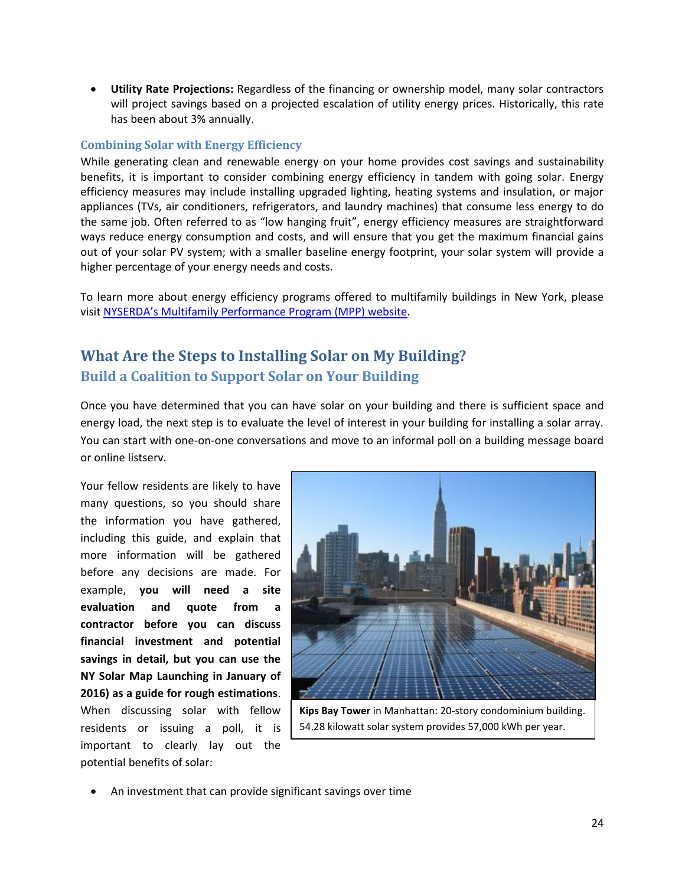- **Utility Rate Projections:** Regardless of the financing or ownership model, many solar contractors will project savings based on a projected escalation of utility energy prices. Historically, this rate has been about 3% annually.

### Combining Solar with Energy Efficiency

While generating clean and renewable energy on your home provides cost savings and sustainability benefits, it is important to consider combining energy efficiency in tandem with going solar. Energy efficiency measures may include installing upgraded lighting, heating systems and insulation, or major appliances (TVs, air conditioners, refrigerators, and laundry machines) that consume less energy to do the same job. Often referred to as "low hanging fruit", energy efficiency measures are straightforward ways reduce energy consumption and costs, and will ensure that you get the maximum financial gains out of your solar PV system; with a smaller baseline energy footprint, your solar system will provide a higher percentage of your energy needs and costs.

To learn more about energy efficiency programs offered to multifamily buildings in New York, please visit [NYSERDA's Multifamily Performance Program (MPP) website](NYSERDA's Multifamily Performance Program (MPP) website).

## What Are the Steps to Installing Solar on My Building?

### Build a Coalition to Support Solar on Your Building

Once you have determined that you can have solar on your building and there is sufficient space and energy load, the next step is to evaluate the level of interest in your building for installing a solar array. You can start with one-on-one conversations and move to an informal poll on a building message board or online listserv.

Your fellow residents are likely to have many questions, so you should share the information you have gathered, including this guide, and explain that more information will be gathered before any decisions are made. For example, **you will need a site evaluation and quote from a contractor before you can discuss financial investment and potential savings in detail, but you can use the NY Solar Map Launching in January of 2016) as a guide for rough estimations**. When discussing solar with fellow residents or issuing a poll, it is important to clearly lay out the potential benefits of solar:

**Kips Bay Tower** in Manhattan: 20-story condominium building. 54.28 kilowatt solar system provides 57,000 kWh per year.

- An investment that can provide significant savings over time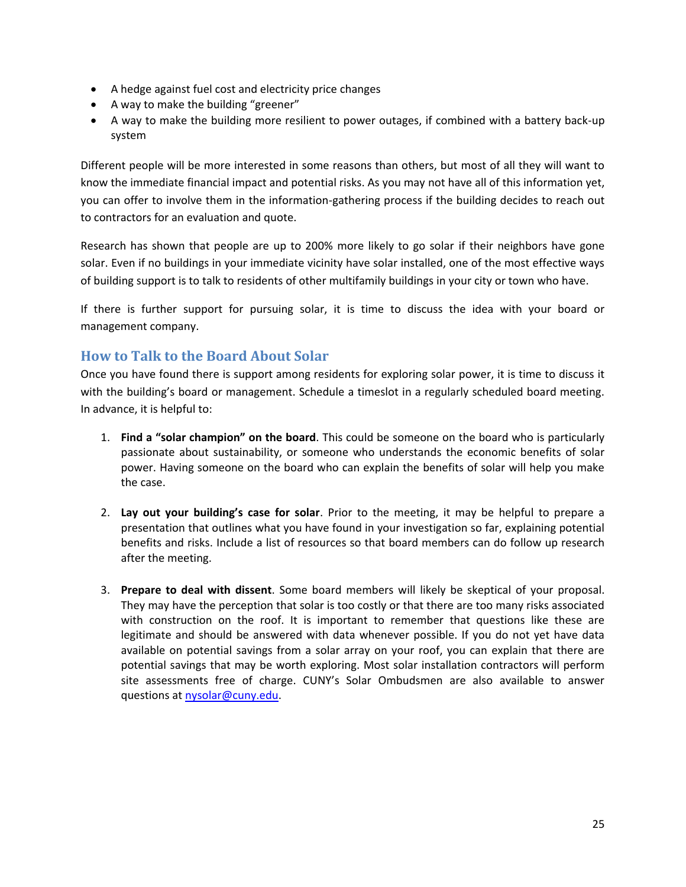- A hedge against fuel cost and electricity price changes
- A way to make the building "greener"
- A way to make the building more resilient to power outages, if combined with a battery back-up system

Different people will be more interested in some reasons than others, but most of all they will want to know the immediate financial impact and potential risks. As you may not have all of this information yet, you can offer to involve them in the information-gathering process if the building decides to reach out to contractors for an evaluation and quote.

Research has shown that people are up to 200% more likely to go solar if their neighbors have gone solar. Even if no buildings in your immediate vicinity have solar installed, one of the most effective ways of building support is to talk to residents of other multifamily buildings in your city or town who have.

If there is further support for pursuing solar, it is time to discuss the idea with your board or management company.

## How to Talk to the Board About Solar

Once you have found there is support among residents for exploring solar power, it is time to discuss it with the building's board or management. Schedule a timeslot in a regularly scheduled board meeting. In advance, it is helpful to:

1. **Find a "solar champion" on the board**. This could be someone on the board who is particularly passionate about sustainability, or someone who understands the economic benefits of solar power. Having someone on the board who can explain the benefits of solar will help you make the case.

2. **Lay out your building's case for solar**. Prior to the meeting, it may be helpful to prepare a presentation that outlines what you have found in your investigation so far, explaining potential benefits and risks. Include a list of resources so that board members can do follow up research after the meeting.

3. **Prepare to deal with dissent**. Some board members will likely be skeptical of your proposal. They may have the perception that solar is too costly or that there are too many risks associated with construction on the roof. It is important to remember that questions like these are legitimate and should be answered with data whenever possible. If you do not yet have data available on potential savings from a solar array on your roof, you can explain that there are potential savings that may be worth exploring. Most solar installation contractors will perform site assessments free of charge. CUNY's Solar Ombudsmen are also available to answer questions at nysolar@cuny.edu.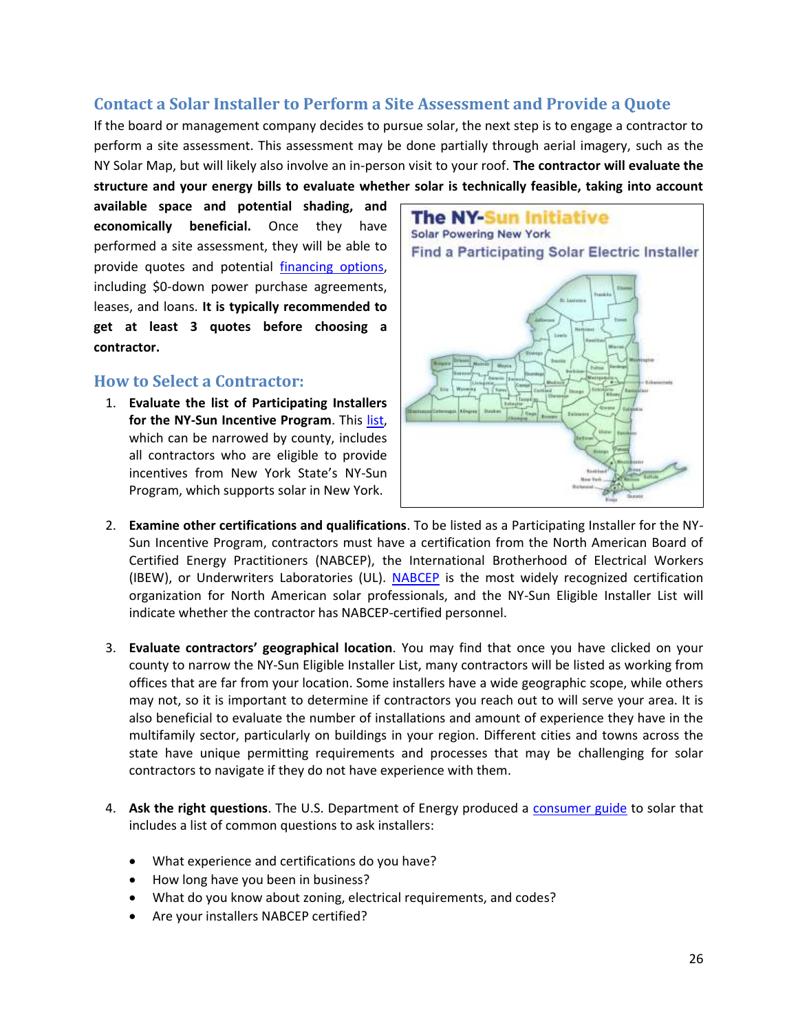## Contact a Solar Installer to Perform a Site Assessment and Provide a Quote

If the board or management company decides to pursue solar, the next step is to engage a contractor to perform a site assessment. This assessment may be done partially through aerial imagery, such as the NY Solar Map, but will likely also involve an in-person visit to your roof. **The contractor will evaluate the structure and your energy bills to evaluate whether solar is technically feasible, taking into account available space and potential shading, and economically beneficial.** Once they have performed a site assessment, they will be able to provide quotes and potential financing options, including $0-down power purchase agreements, leases, and loans. **It is typically recommended to get at least 3 quotes before choosing a contractor.**

## How to Select a Contractor:

1. **Evaluate the list of Participating Installers for the NY-Sun Incentive Program**. This list, which can be narrowed by county, includes all contractors who are eligible to provide incentives from New York State's NY-Sun Program, which supports solar in New York.

2. **Examine other certifications and qualifications**. To be listed as a Participating Installer for the NY-Sun Incentive Program, contractors must have a certification from the North American Board of Certified Energy Practitioners (NABCEP), the International Brotherhood of Electrical Workers (IBEW), or Underwriters Laboratories (UL). NABCEP is the most widely recognized certification organization for North American solar professionals, and the NY-Sun Eligible Installer List will indicate whether the contractor has NABCEP-certified personnel.

3. **Evaluate contractors' geographical location**. You may find that once you have clicked on your county to narrow the NY-Sun Eligible Installer List, many contractors will be listed as working from offices that are far from your location. Some installers have a wide geographic scope, while others may not, so it is important to determine if contractors you reach out to will serve your area. It is also beneficial to evaluate the number of installations and amount of experience they have in the multifamily sector, particularly on buildings in your region. Different cities and towns across the state have unique permitting requirements and processes that may be challenging for solar contractors to navigate if they do not have experience with them.

4. **Ask the right questions**. The U.S. Department of Energy produced a consumer guide to solar that includes a list of common questions to ask installers:

   - What experience and certifications do you have?
   - How long have you been in business?
   - What do you know about zoning, electrical requirements, and codes?
   - Are your installers NABCEP certified?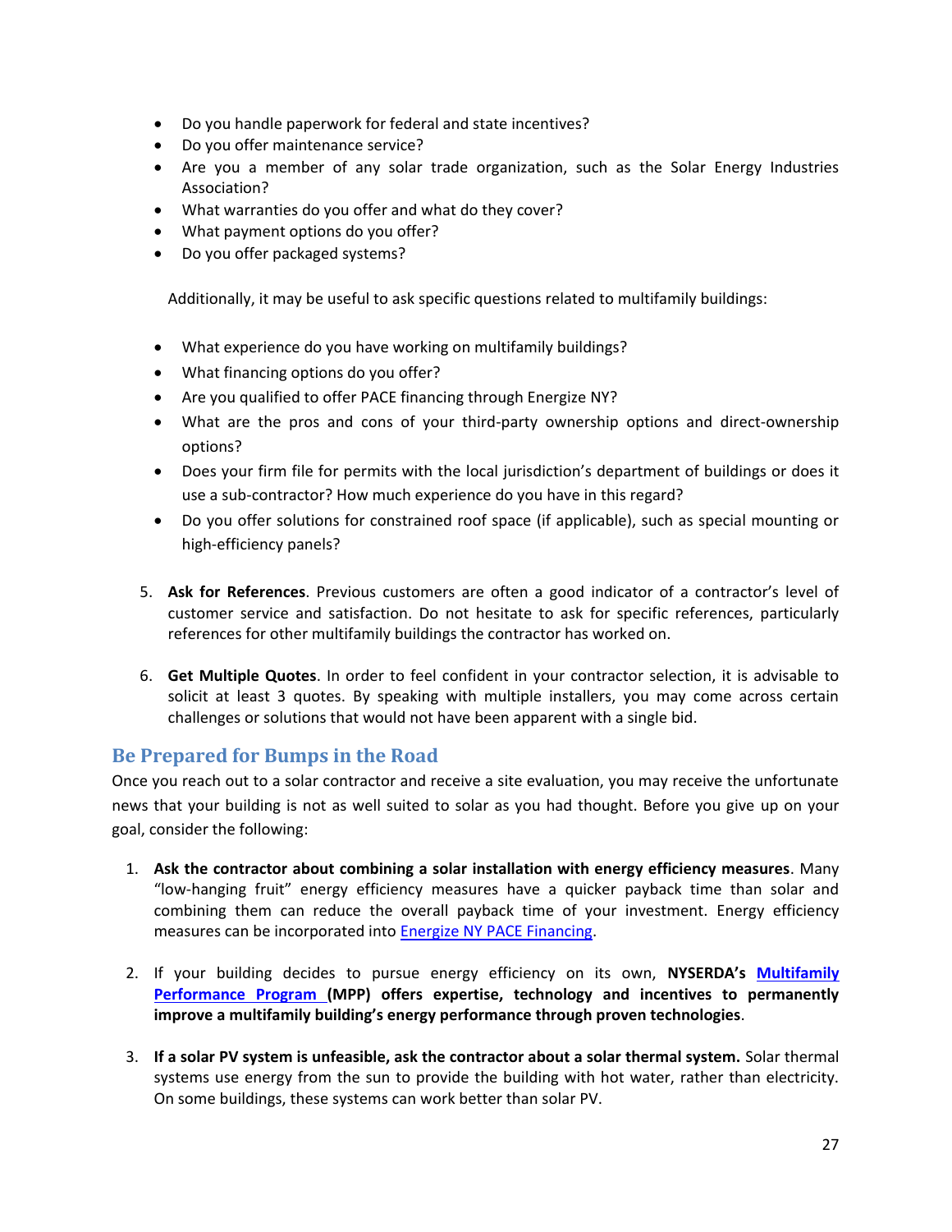- Do you handle paperwork for federal and state incentives?
- Do you offer maintenance service?
- Are you a member of any solar trade organization, such as the Solar Energy Industries Association?
- What warranties do you offer and what do they cover?
- What payment options do you offer?
- Do you offer packaged systems?

Additionally, it may be useful to ask specific questions related to multifamily buildings:

- What experience do you have working on multifamily buildings?
- What financing options do you offer?
- Are you qualified to offer PACE financing through Energize NY?
- What are the pros and cons of your third-party ownership options and direct-ownership options?
- Does your firm file for permits with the local jurisdiction's department of buildings or does it use a sub-contractor? How much experience do you have in this regard?
- Do you offer solutions for constrained roof space (if applicable), such as special mounting or high-efficiency panels?

5. **Ask for References**. Previous customers are often a good indicator of a contractor's level of customer service and satisfaction. Do not hesitate to ask for specific references, particularly references for other multifamily buildings the contractor has worked on.

6. **Get Multiple Quotes**. In order to feel confident in your contractor selection, it is advisable to solicit at least 3 quotes. By speaking with multiple installers, you may come across certain challenges or solutions that would not have been apparent with a single bid.

## Be Prepared for Bumps in the Road

Once you reach out to a solar contractor and receive a site evaluation, you may receive the unfortunate news that your building is not as well suited to solar as you had thought. Before you give up on your goal, consider the following:

1. **Ask the contractor about combining a solar installation with energy efficiency measures**. Many "low-hanging fruit" energy efficiency measures have a quicker payback time than solar and combining them can reduce the overall payback time of your investment. Energy efficiency measures can be incorporated into Energize NY PACE Financing.

2. If your building decides to pursue energy efficiency on its own, **NYSERDA's Multifamily Performance Program (MPP) offers expertise, technology and incentives to permanently improve a multifamily building's energy performance through proven technologies**.

3. **If a solar PV system is unfeasible, ask the contractor about a solar thermal system.** Solar thermal systems use energy from the sun to provide the building with hot water, rather than electricity. On some buildings, these systems can work better than solar PV.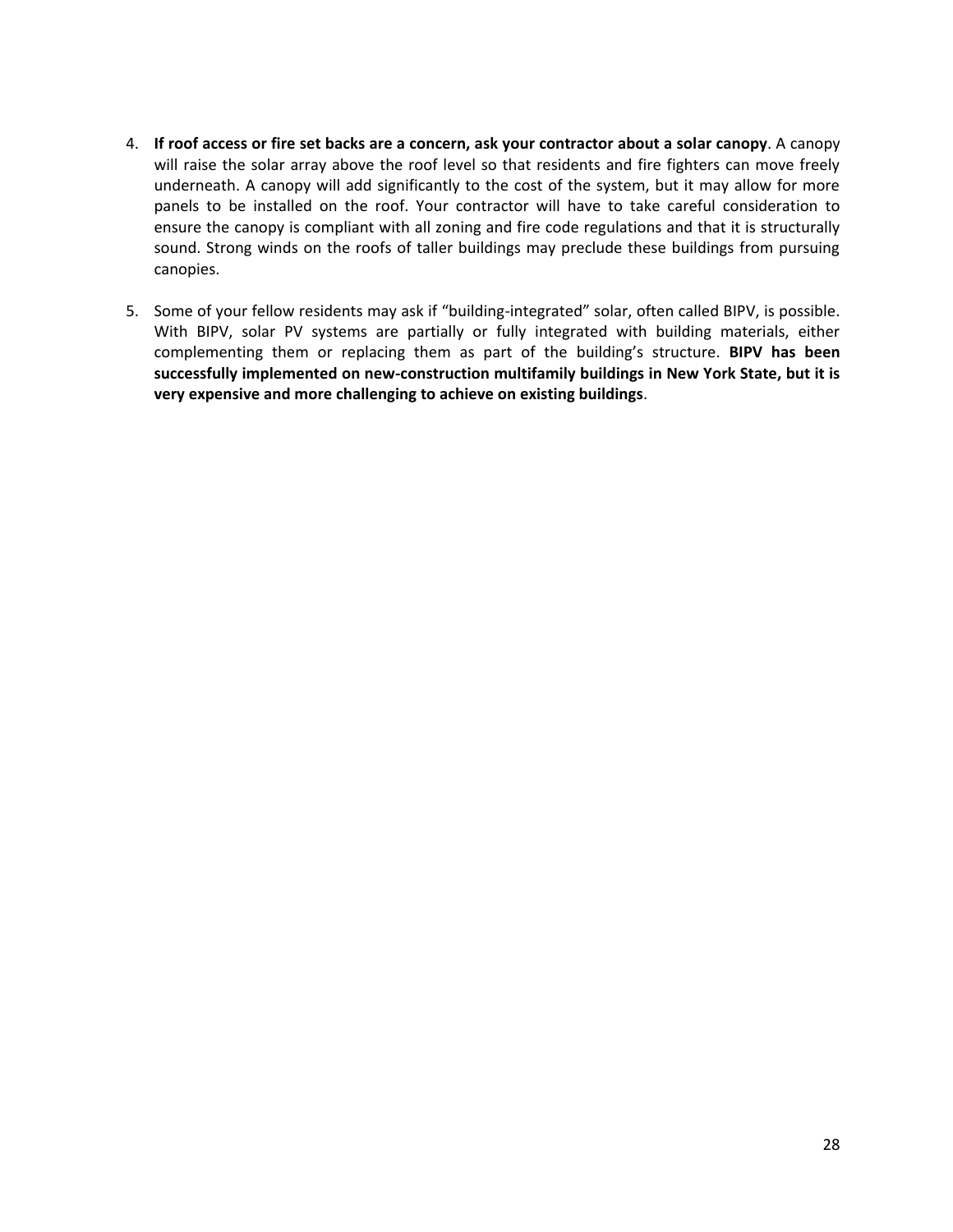4. **If roof access or fire set backs are a concern, ask your contractor about a solar canopy**. A canopy will raise the solar array above the roof level so that residents and fire fighters can move freely underneath. A canopy will add significantly to the cost of the system, but it may allow for more panels to be installed on the roof. Your contractor will have to take careful consideration to ensure the canopy is compliant with all zoning and fire code regulations and that it is structurally sound. Strong winds on the roofs of taller buildings may preclude these buildings from pursuing canopies.

5. Some of your fellow residents may ask if "building-integrated" solar, often called BIPV, is possible. With BIPV, solar PV systems are partially or fully integrated with building materials, either complementing them or replacing them as part of the building's structure. **BIPV has been successfully implemented on new-construction multifamily buildings in New York State, but it is very expensive and more challenging to achieve on existing buildings**.